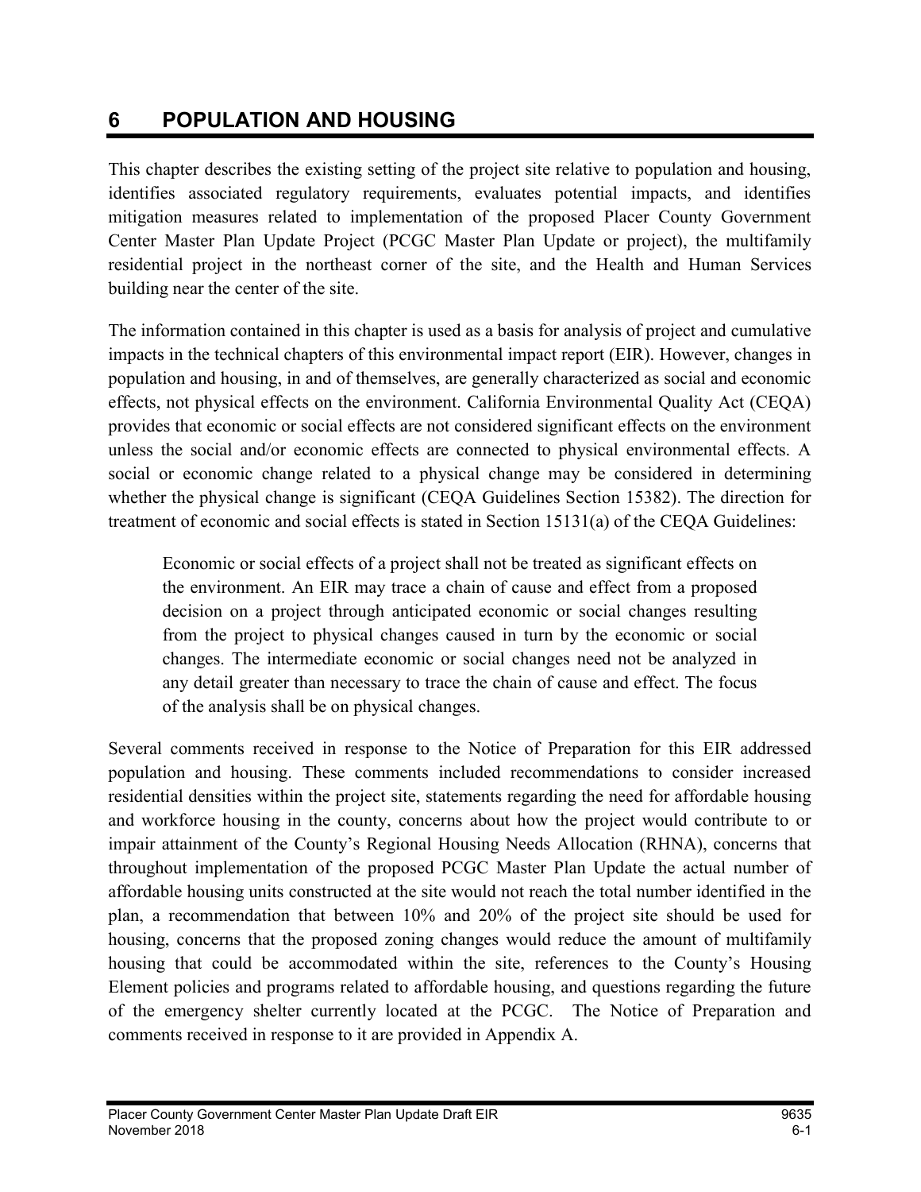# 6 POPULATION AND HOUSING

This chapter describes the existing setting of the project site relative to population and housing, identifies associated regulatory requirements, evaluates potential impacts, and identifies mitigation measures related to implementation of the proposed Placer County Government Center Master Plan Update Project (PCGC Master Plan Update or project), the multifamily residential project in the northeast corner of the site, and the Health and Human Services building near the center of the site.

The information contained in this chapter is used as a basis for analysis of project and cumulative impacts in the technical chapters of this environmental impact report (EIR). However, changes in population and housing, in and of themselves, are generally characterized as social and economic effects, not physical effects on the environment. California Environmental Quality Act (CEQA) provides that economic or social effects are not considered significant effects on the environment unless the social and/or economic effects are connected to physical environmental effects. A social or economic change related to a physical change may be considered in determining whether the physical change is significant (CEQA Guidelines Section 15382). The direction for treatment of economic and social effects is stated in Section 15131(a) of the CEQA Guidelines:

> Economic or social effects of a project shall not be treated as significant effects on the environment. An EIR may trace a chain of cause and effect from a proposed decision on a project through anticipated economic or social changes resulting from the project to physical changes caused in turn by the economic or social changes. The intermediate economic or social changes need not be analyzed in any detail greater than necessary to trace the chain of cause and effect. The focus of the analysis shall be on physical changes.

Several comments received in response to the Notice of Preparation for this EIR addressed population and housing. These comments included recommendations to consider increased residential densities within the project site, statements regarding the need for affordable housing and workforce housing in the county, concerns about how the project would contribute to or impair attainment of the County's Regional Housing Needs Allocation (RHNA), concerns that throughout implementation of the proposed PCGC Master Plan Update the actual number of affordable housing units constructed at the site would not reach the total number identified in the plan, a recommendation that between 10% and 20% of the project site should be used for housing, concerns that the proposed zoning changes would reduce the amount of multifamily housing that could be accommodated within the site, references to the County's Housing Element policies and programs related to affordable housing, and questions regarding the future of the emergency shelter currently located at the PCGC. The Notice of Preparation and comments received in response to it are provided in Appendix A.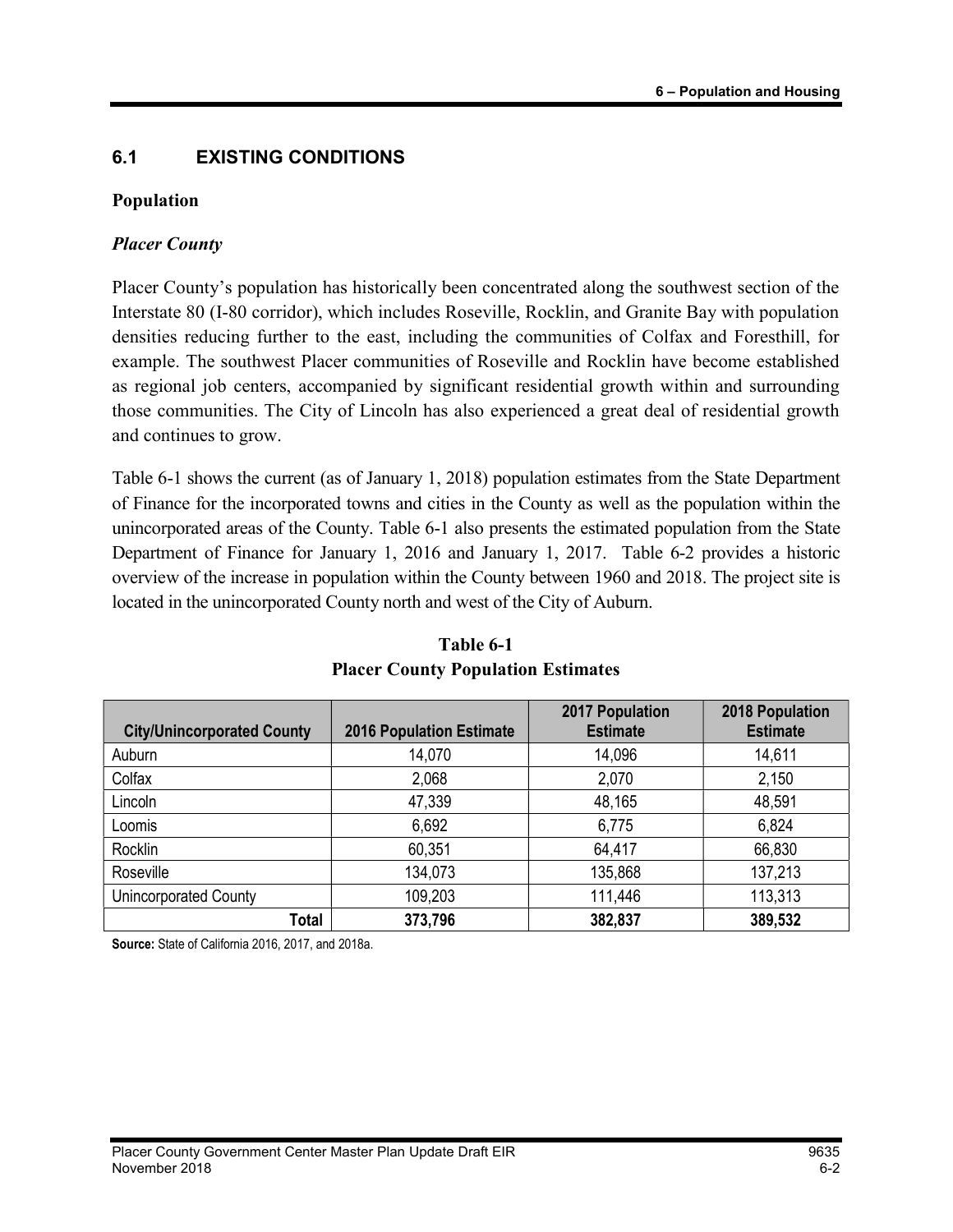## 6.1 EXISTING CONDITIONS

### Population

#### *Placer County*

Placer County's population has historically been concentrated along the southwest section of the Interstate 80 (I-80 corridor), which includes Roseville, Rocklin, and Granite Bay with population densities reducing further to the east, including the communities of Colfax and Foresthill, for example. The southwest Placer communities of Roseville and Rocklin have become established as regional job centers, accompanied by significant residential growth within and surrounding those communities. The City of Lincoln has also experienced a great deal of residential growth and continues to grow.

Table 6-1 shows the current (as of January 1, 2018) population estimates from the State Department of Finance for the incorporated towns and cities in the County as well as the population within the unincorporated areas of the County. Table 6-1 also presents the estimated population from the State Department of Finance for January 1, 2016 and January 1, 2017. Table 6-2 provides a historic overview of the increase in population within the County between 1960 and 2018. The project site is located in the unincorporated County north and west of the City of Auburn.

**Table 6-1**
**Placer County Population Estimates**

| City/Unincorporated County | 2016 Population Estimate | 2017 Population Estimate | 2018 Population Estimate |
|---|---|---|---|
| Auburn | 14,070 | 14,096 | 14,611 |
| Colfax | 2,068 | 2,070 | 2,150 |
| Lincoln | 47,339 | 48,165 | 48,591 |
| Loomis | 6,692 | 6,775 | 6,824 |
| Rocklin | 60,351 | 64,417 | 66,830 |
| Roseville | 134,073 | 135,868 | 137,213 |
| Unincorporated County | 109,203 | 111,446 | 113,313 |
| **Total** | **373,796** | **382,837** | **389,532** |

**Source:** State of California 2016, 2017, and 2018a.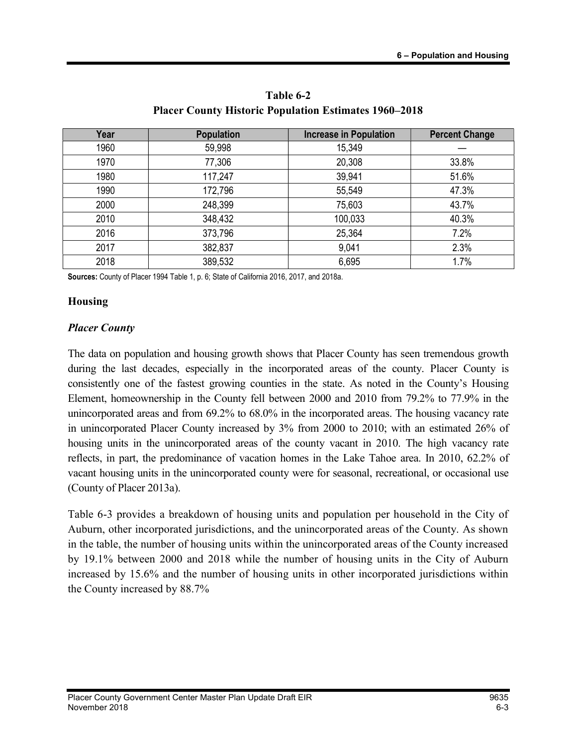**Table 6-2**
**Placer County Historic Population Estimates 1960–2018**

| Year | Population | Increase in Population | Percent Change |
|---|---|---|---|
| 1960 | 59,998 | 15,349 | — |
| 1970 | 77,306 | 20,308 | 33.8% |
| 1980 | 117,247 | 39,941 | 51.6% |
| 1990 | 172,796 | 55,549 | 47.3% |
| 2000 | 248,399 | 75,603 | 43.7% |
| 2010 | 348,432 | 100,033 | 40.3% |
| 2016 | 373,796 | 25,364 | 7.2% |
| 2017 | 382,837 | 9,041 | 2.3% |
| 2018 | 389,532 | 6,695 | 1.7% |

**Sources:** County of Placer 1994 Table 1, p. 6; State of California 2016, 2017, and 2018a.

### Housing

#### *Placer County*

The data on population and housing growth shows that Placer County has seen tremendous growth during the last decades, especially in the incorporated areas of the county. Placer County is consistently one of the fastest growing counties in the state. As noted in the County's Housing Element, homeownership in the County fell between 2000 and 2010 from 79.2% to 77.9% in the unincorporated areas and from 69.2% to 68.0% in the incorporated areas. The housing vacancy rate in unincorporated Placer County increased by 3% from 2000 to 2010; with an estimated 26% of housing units in the unincorporated areas of the county vacant in 2010. The high vacancy rate reflects, in part, the predominance of vacation homes in the Lake Tahoe area. In 2010, 62.2% of vacant housing units in the unincorporated county were for seasonal, recreational, or occasional use (County of Placer 2013a).

Table 6-3 provides a breakdown of housing units and population per household in the City of Auburn, other incorporated jurisdictions, and the unincorporated areas of the County. As shown in the table, the number of housing units within the unincorporated areas of the County increased by 19.1% between 2000 and 2018 while the number of housing units in the City of Auburn increased by 15.6% and the number of housing units in other incorporated jurisdictions within the County increased by 88.7%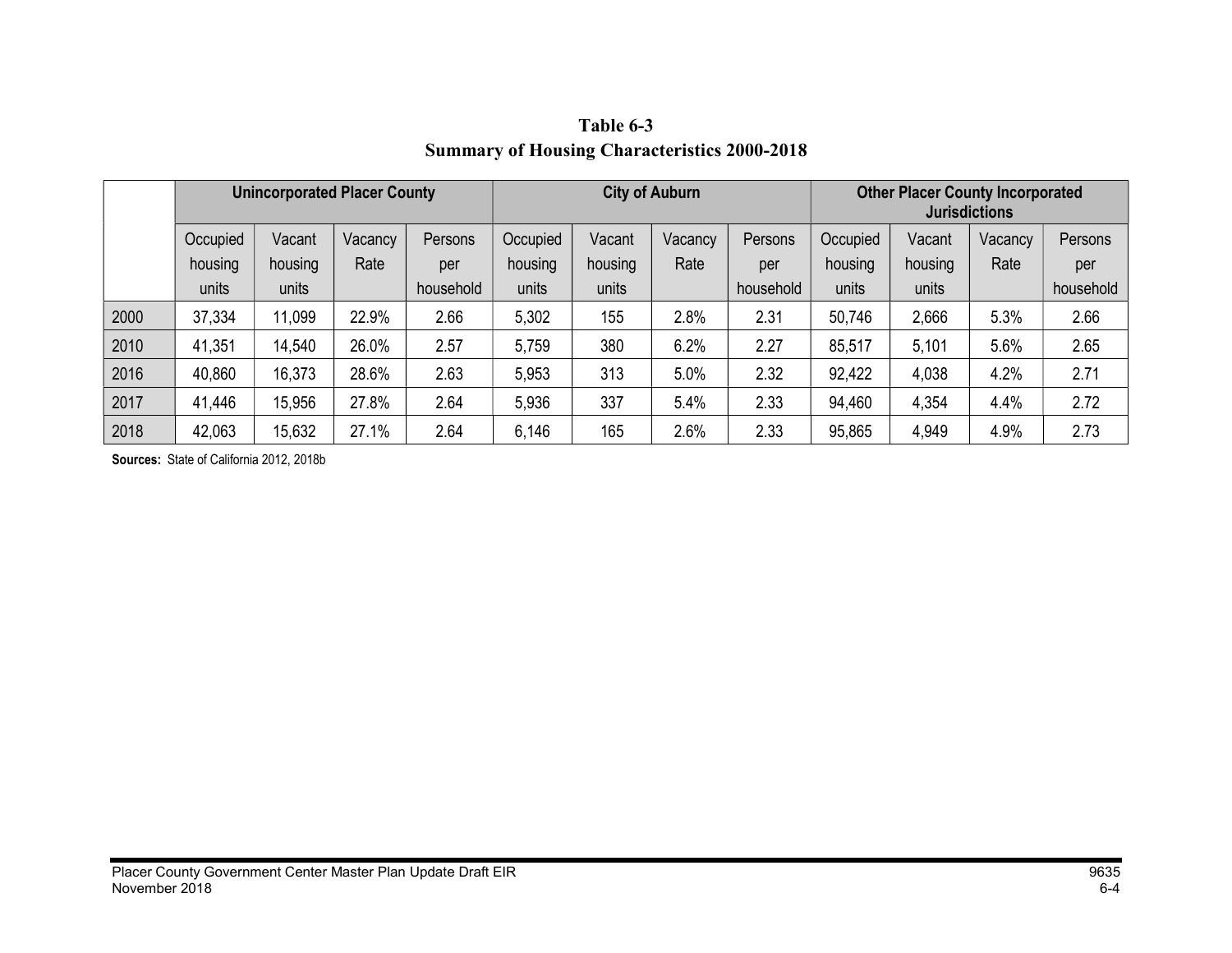**Table 6-3**
**Summary of Housing Characteristics 2000-2018**

| | Unincorporated Placer County | | | | City of Auburn | | | | Other Placer County Incorporated Jurisdictions | | | |
|---|---|---|---|---|---|---|---|---|---|---|---|---|
| | Occupied housing units | Vacant housing units | Vacancy Rate | Persons per household | Occupied housing units | Vacant housing units | Vacancy Rate | Persons per household | Occupied housing units | Vacant housing units | Vacancy Rate | Persons per household |
| 2000 | 37,334 | 11,099 | 22.9% | 2.66 | 5,302 | 155 | 2.8% | 2.31 | 50,746 | 2,666 | 5.3% | 2.66 |
| 2010 | 41,351 | 14,540 | 26.0% | 2.57 | 5,759 | 380 | 6.2% | 2.27 | 85,517 | 5,101 | 5.6% | 2.65 |
| 2016 | 40,860 | 16,373 | 28.6% | 2.63 | 5,953 | 313 | 5.0% | 2.32 | 92,422 | 4,038 | 4.2% | 2.71 |
| 2017 | 41,446 | 15,956 | 27.8% | 2.64 | 5,936 | 337 | 5.4% | 2.33 | 94,460 | 4,354 | 4.4% | 2.72 |
| 2018 | 42,063 | 15,632 | 27.1% | 2.64 | 6,146 | 165 | 2.6% | 2.33 | 95,865 | 4,949 | 4.9% | 2.73 |

**Sources:** State of California 2012, 2018b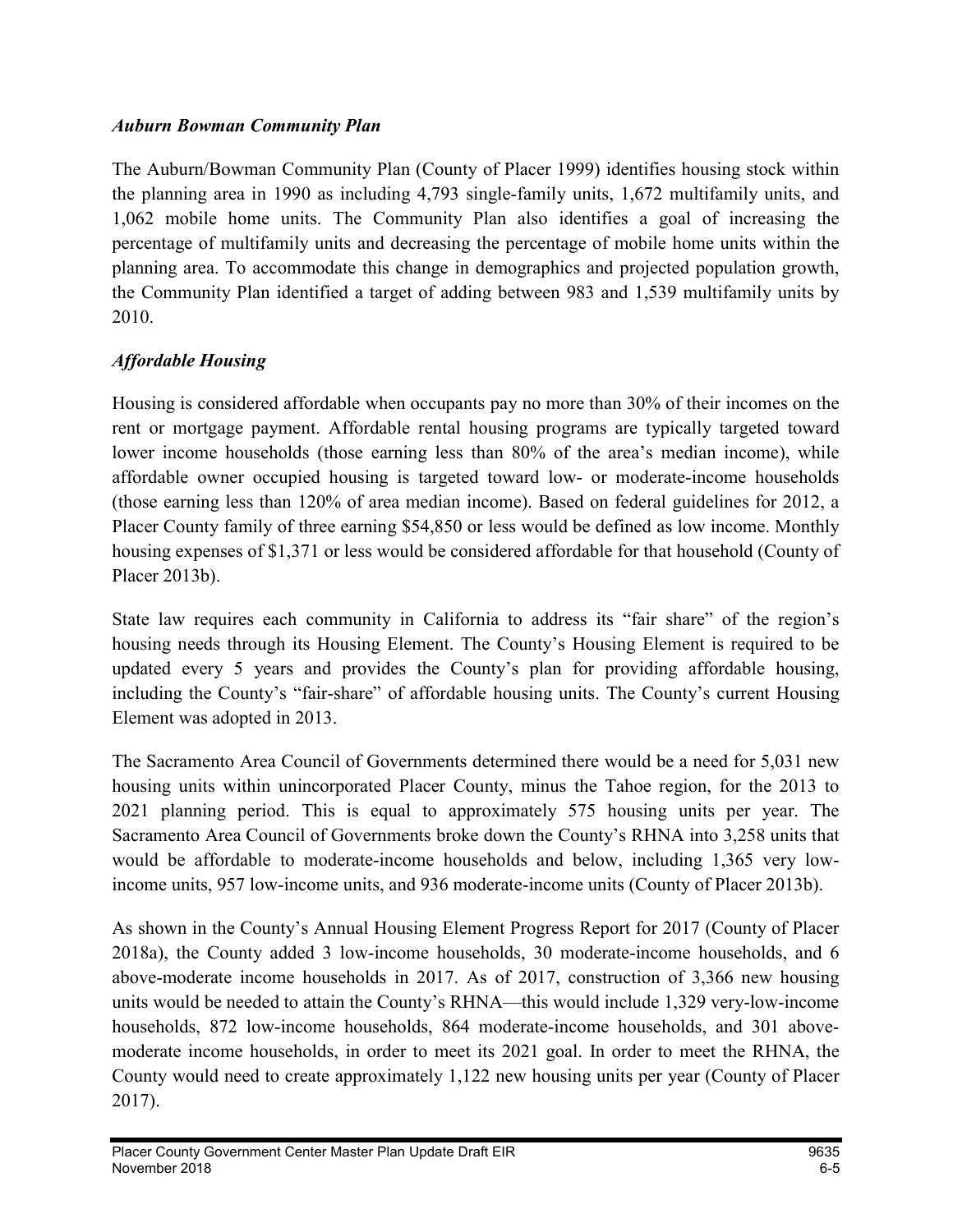*Auburn Bowman Community Plan*

The Auburn/Bowman Community Plan (County of Placer 1999) identifies housing stock within the planning area in 1990 as including 4,793 single-family units, 1,672 multifamily units, and 1,062 mobile home units. The Community Plan also identifies a goal of increasing the percentage of multifamily units and decreasing the percentage of mobile home units within the planning area. To accommodate this change in demographics and projected population growth, the Community Plan identified a target of adding between 983 and 1,539 multifamily units by 2010.

*Affordable Housing*

Housing is considered affordable when occupants pay no more than 30% of their incomes on the rent or mortgage payment. Affordable rental housing programs are typically targeted toward lower income households (those earning less than 80% of the area's median income), while affordable owner occupied housing is targeted toward low- or moderate-income households (those earning less than 120% of area median income). Based on federal guidelines for 2012, a Placer County family of three earning $54,850 or less would be defined as low income. Monthly housing expenses of $1,371 or less would be considered affordable for that household (County of Placer 2013b).

State law requires each community in California to address its "fair share" of the region's housing needs through its Housing Element. The County's Housing Element is required to be updated every 5 years and provides the County's plan for providing affordable housing, including the County's "fair-share" of affordable housing units. The County's current Housing Element was adopted in 2013.

The Sacramento Area Council of Governments determined there would be a need for 5,031 new housing units within unincorporated Placer County, minus the Tahoe region, for the 2013 to 2021 planning period. This is equal to approximately 575 housing units per year. The Sacramento Area Council of Governments broke down the County's RHNA into 3,258 units that would be affordable to moderate-income households and below, including 1,365 very low-income units, 957 low-income units, and 936 moderate-income units (County of Placer 2013b).

As shown in the County's Annual Housing Element Progress Report for 2017 (County of Placer 2018a), the County added 3 low-income households, 30 moderate-income households, and 6 above-moderate income households in 2017. As of 2017, construction of 3,366 new housing units would be needed to attain the County's RHNA—this would include 1,329 very-low-income households, 872 low-income households, 864 moderate-income households, and 301 above-moderate income households, in order to meet its 2021 goal. In order to meet the RHNA, the County would need to create approximately 1,122 new housing units per year (County of Placer 2017).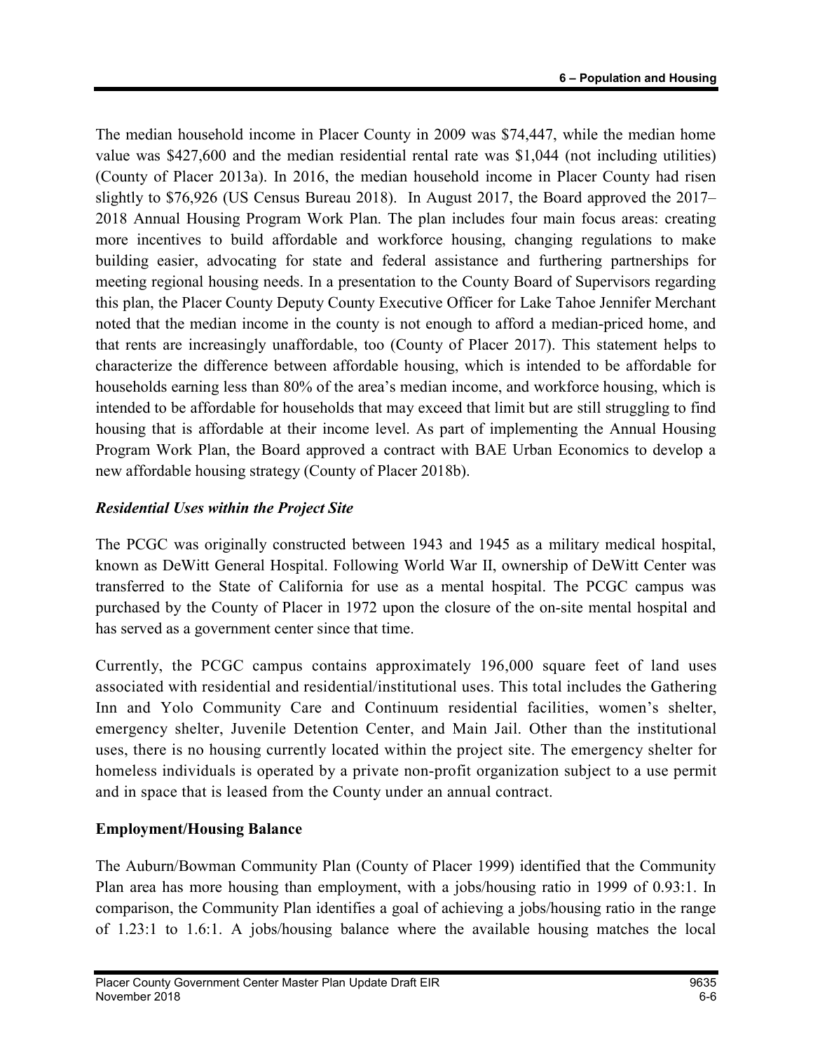The median household income in Placer County in 2009 was $74,447, while the median home value was $427,600 and the median residential rental rate was $1,044 (not including utilities) (County of Placer 2013a). In 2016, the median household income in Placer County had risen slightly to $76,926 (US Census Bureau 2018). In August 2017, the Board approved the 2017–2018 Annual Housing Program Work Plan. The plan includes four main focus areas: creating more incentives to build affordable and workforce housing, changing regulations to make building easier, advocating for state and federal assistance and furthering partnerships for meeting regional housing needs. In a presentation to the County Board of Supervisors regarding this plan, the Placer County Deputy County Executive Officer for Lake Tahoe Jennifer Merchant noted that the median income in the county is not enough to afford a median-priced home, and that rents are increasingly unaffordable, too (County of Placer 2017). This statement helps to characterize the difference between affordable housing, which is intended to be affordable for households earning less than 80% of the area's median income, and workforce housing, which is intended to be affordable for households that may exceed that limit but are still struggling to find housing that is affordable at their income level. As part of implementing the Annual Housing Program Work Plan, the Board approved a contract with BAE Urban Economics to develop a new affordable housing strategy (County of Placer 2018b).

### *Residential Uses within the Project Site*

The PCGC was originally constructed between 1943 and 1945 as a military medical hospital, known as DeWitt General Hospital. Following World War II, ownership of DeWitt Center was transferred to the State of California for use as a mental hospital. The PCGC campus was purchased by the County of Placer in 1972 upon the closure of the on-site mental hospital and has served as a government center since that time.

Currently, the PCGC campus contains approximately 196,000 square feet of land uses associated with residential and residential/institutional uses. This total includes the Gathering Inn and Yolo Community Care and Continuum residential facilities, women's shelter, emergency shelter, Juvenile Detention Center, and Main Jail. Other than the institutional uses, there is no housing currently located within the project site. The emergency shelter for homeless individuals is operated by a private non-profit organization subject to a use permit and in space that is leased from the County under an annual contract.

### **Employment/Housing Balance**

The Auburn/Bowman Community Plan (County of Placer 1999) identified that the Community Plan area has more housing than employment, with a jobs/housing ratio in 1999 of 0.93:1. In comparison, the Community Plan identifies a goal of achieving a jobs/housing ratio in the range of 1.23:1 to 1.6:1. A jobs/housing balance where the available housing matches the local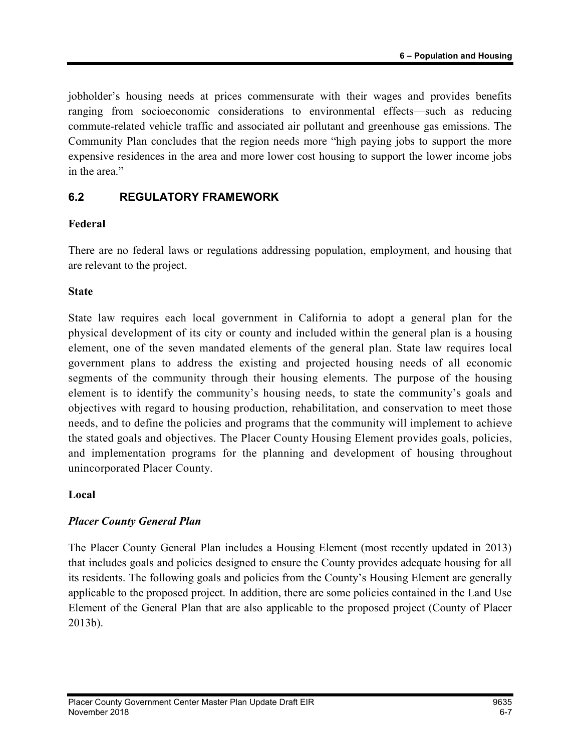jobholder's housing needs at prices commensurate with their wages and provides benefits ranging from socioeconomic considerations to environmental effects—such as reducing commute-related vehicle traffic and associated air pollutant and greenhouse gas emissions. The Community Plan concludes that the region needs more "high paying jobs to support the more expensive residences in the area and more lower cost housing to support the lower income jobs in the area."

## 6.2 REGULATORY FRAMEWORK

### Federal

There are no federal laws or regulations addressing population, employment, and housing that are relevant to the project.

### State

State law requires each local government in California to adopt a general plan for the physical development of its city or county and included within the general plan is a housing element, one of the seven mandated elements of the general plan. State law requires local government plans to address the existing and projected housing needs of all economic segments of the community through their housing elements. The purpose of the housing element is to identify the community's housing needs, to state the community's goals and objectives with regard to housing production, rehabilitation, and conservation to meet those needs, and to define the policies and programs that the community will implement to achieve the stated goals and objectives. The Placer County Housing Element provides goals, policies, and implementation programs for the planning and development of housing throughout unincorporated Placer County.

### Local

#### *Placer County General Plan*

The Placer County General Plan includes a Housing Element (most recently updated in 2013) that includes goals and policies designed to ensure the County provides adequate housing for all its residents. The following goals and policies from the County's Housing Element are generally applicable to the proposed project. In addition, there are some policies contained in the Land Use Element of the General Plan that are also applicable to the proposed project (County of Placer 2013b).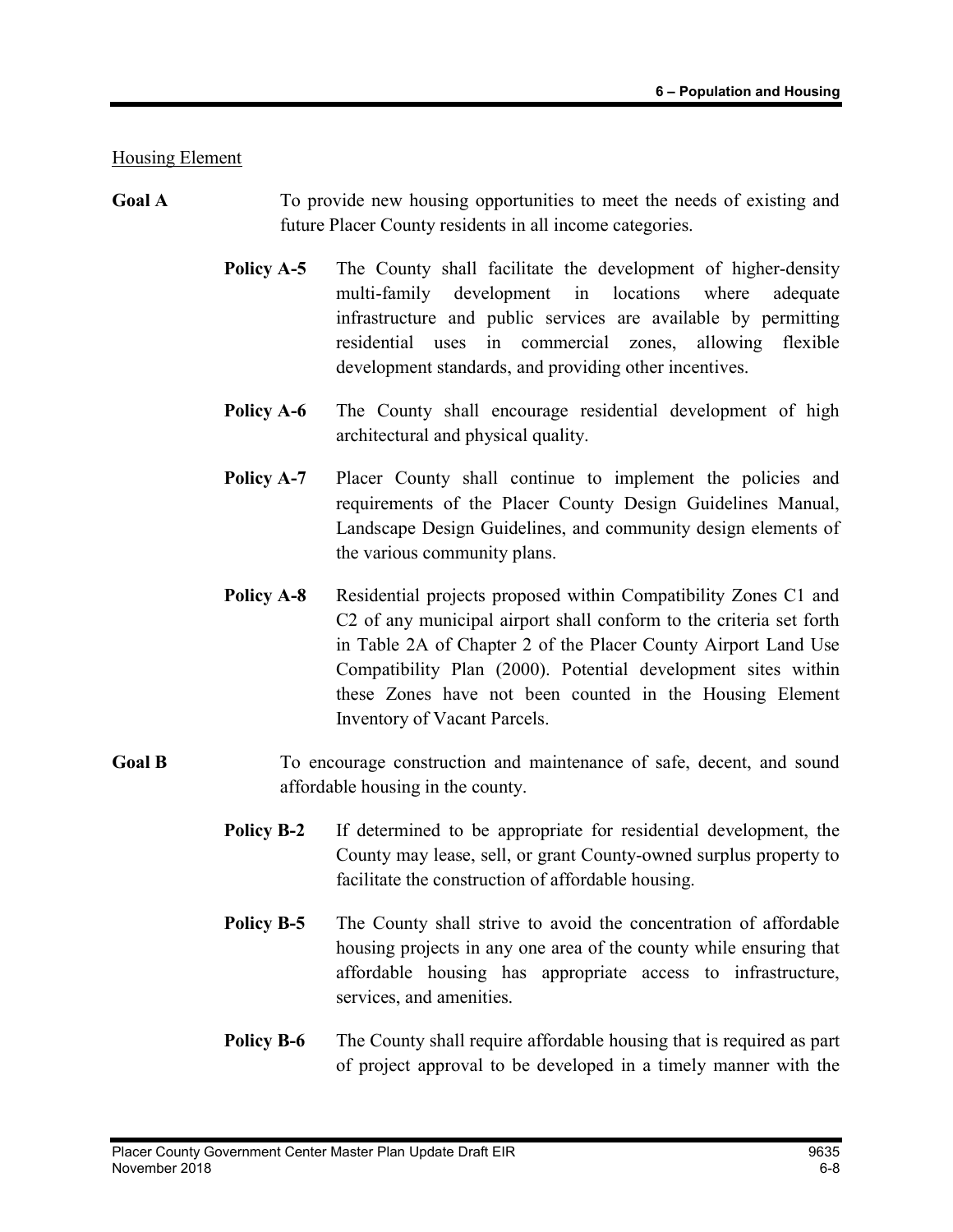Housing Element

**Goal A** To provide new housing opportunities to meet the needs of existing and future Placer County residents in all income categories.

**Policy A-5** The County shall facilitate the development of higher-density multi-family development in locations where adequate infrastructure and public services are available by permitting residential uses in commercial zones, allowing flexible development standards, and providing other incentives.

**Policy A-6** The County shall encourage residential development of high architectural and physical quality.

**Policy A-7** Placer County shall continue to implement the policies and requirements of the Placer County Design Guidelines Manual, Landscape Design Guidelines, and community design elements of the various community plans.

**Policy A-8** Residential projects proposed within Compatibility Zones C1 and C2 of any municipal airport shall conform to the criteria set forth in Table 2A of Chapter 2 of the Placer County Airport Land Use Compatibility Plan (2000). Potential development sites within these Zones have not been counted in the Housing Element Inventory of Vacant Parcels.

**Goal B** To encourage construction and maintenance of safe, decent, and sound affordable housing in the county.

**Policy B-2** If determined to be appropriate for residential development, the County may lease, sell, or grant County-owned surplus property to facilitate the construction of affordable housing.

**Policy B-5** The County shall strive to avoid the concentration of affordable housing projects in any one area of the county while ensuring that affordable housing has appropriate access to infrastructure, services, and amenities.

**Policy B-6** The County shall require affordable housing that is required as part of project approval to be developed in a timely manner with the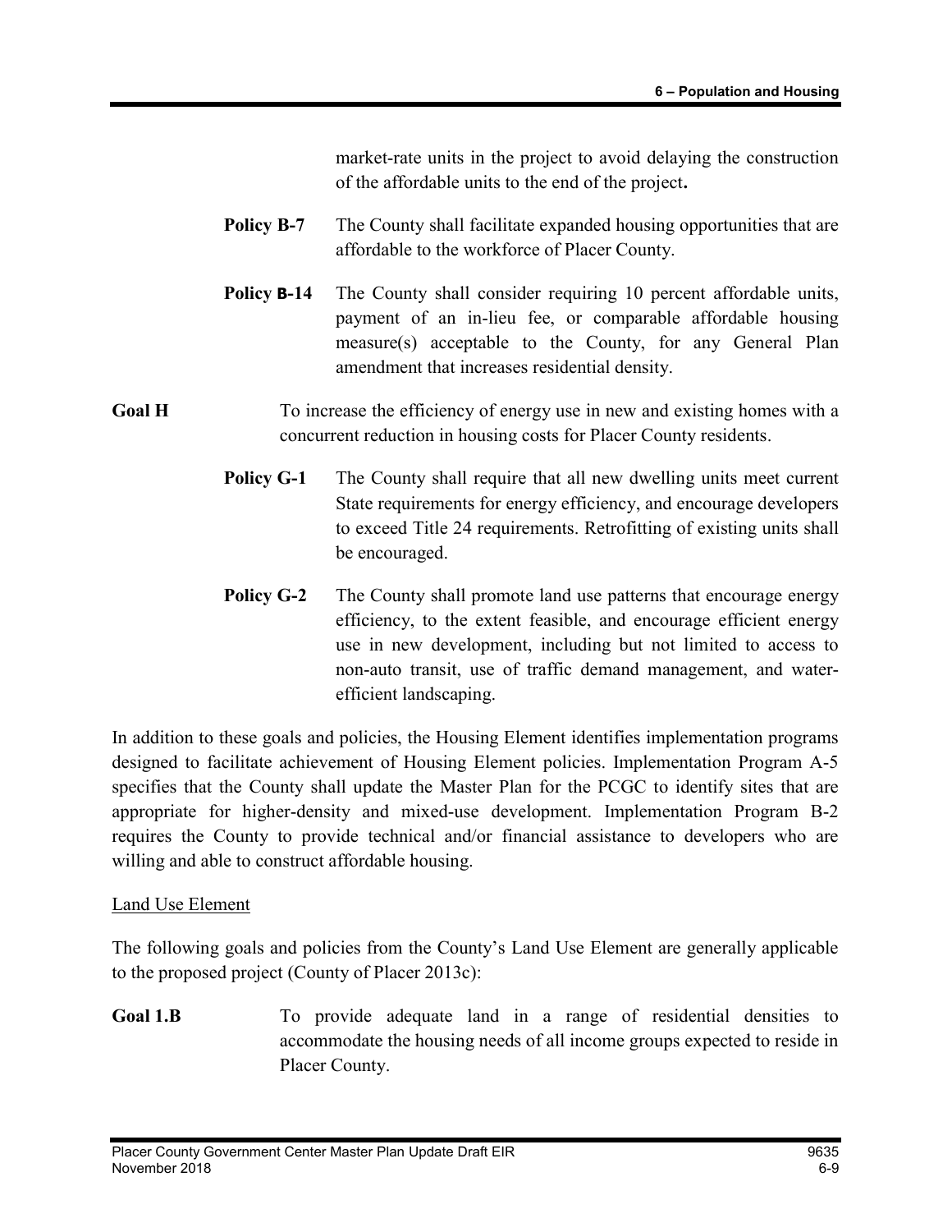market-rate units in the project to avoid delaying the construction of the affordable units to the end of the project**.**

**Policy B-7** The County shall facilitate expanded housing opportunities that are affordable to the workforce of Placer County.

**Policy B-14** The County shall consider requiring 10 percent affordable units, payment of an in-lieu fee, or comparable affordable housing measure(s) acceptable to the County, for any General Plan amendment that increases residential density.

**Goal H** To increase the efficiency of energy use in new and existing homes with a concurrent reduction in housing costs for Placer County residents.

**Policy G-1** The County shall require that all new dwelling units meet current State requirements for energy efficiency, and encourage developers to exceed Title 24 requirements. Retrofitting of existing units shall be encouraged.

**Policy G-2** The County shall promote land use patterns that encourage energy efficiency, to the extent feasible, and encourage efficient energy use in new development, including but not limited to access to non-auto transit, use of traffic demand management, and water-efficient landscaping.

In addition to these goals and policies, the Housing Element identifies implementation programs designed to facilitate achievement of Housing Element policies. Implementation Program A-5 specifies that the County shall update the Master Plan for the PCGC to identify sites that are appropriate for higher-density and mixed-use development. Implementation Program B-2 requires the County to provide technical and/or financial assistance to developers who are willing and able to construct affordable housing.

Land Use Element

The following goals and policies from the County's Land Use Element are generally applicable to the proposed project (County of Placer 2013c):

**Goal 1.B** To provide adequate land in a range of residential densities to accommodate the housing needs of all income groups expected to reside in Placer County.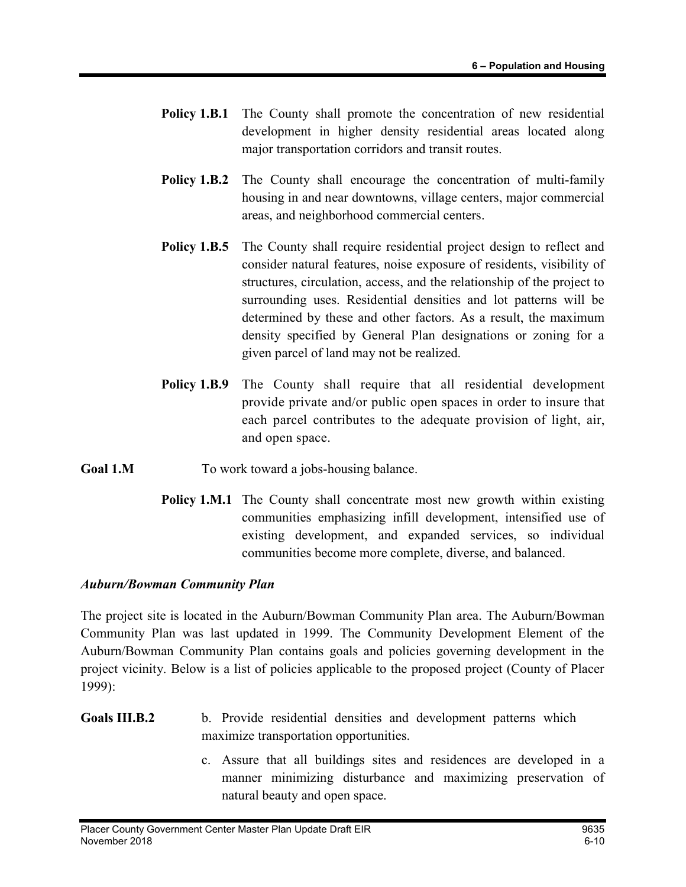**Policy 1.B.1** The County shall promote the concentration of new residential development in higher density residential areas located along major transportation corridors and transit routes.

**Policy 1.B.2** The County shall encourage the concentration of multi-family housing in and near downtowns, village centers, major commercial areas, and neighborhood commercial centers.

**Policy 1.B.5** The County shall require residential project design to reflect and consider natural features, noise exposure of residents, visibility of structures, circulation, access, and the relationship of the project to surrounding uses. Residential densities and lot patterns will be determined by these and other factors. As a result, the maximum density specified by General Plan designations or zoning for a given parcel of land may not be realized.

**Policy 1.B.9** The County shall require that all residential development provide private and/or public open spaces in order to insure that each parcel contributes to the adequate provision of light, air, and open space.

**Goal 1.M** To work toward a jobs-housing balance.

**Policy 1.M.1** The County shall concentrate most new growth within existing communities emphasizing infill development, intensified use of existing development, and expanded services, so individual communities become more complete, diverse, and balanced.

***Auburn/Bowman Community Plan***

The project site is located in the Auburn/Bowman Community Plan area. The Auburn/Bowman Community Plan was last updated in 1999. The Community Development Element of the Auburn/Bowman Community Plan contains goals and policies governing development in the project vicinity. Below is a list of policies applicable to the proposed project (County of Placer 1999):

**Goals III.B.2**

b. Provide residential densities and development patterns which maximize transportation opportunities.

c. Assure that all buildings sites and residences are developed in a manner minimizing disturbance and maximizing preservation of natural beauty and open space.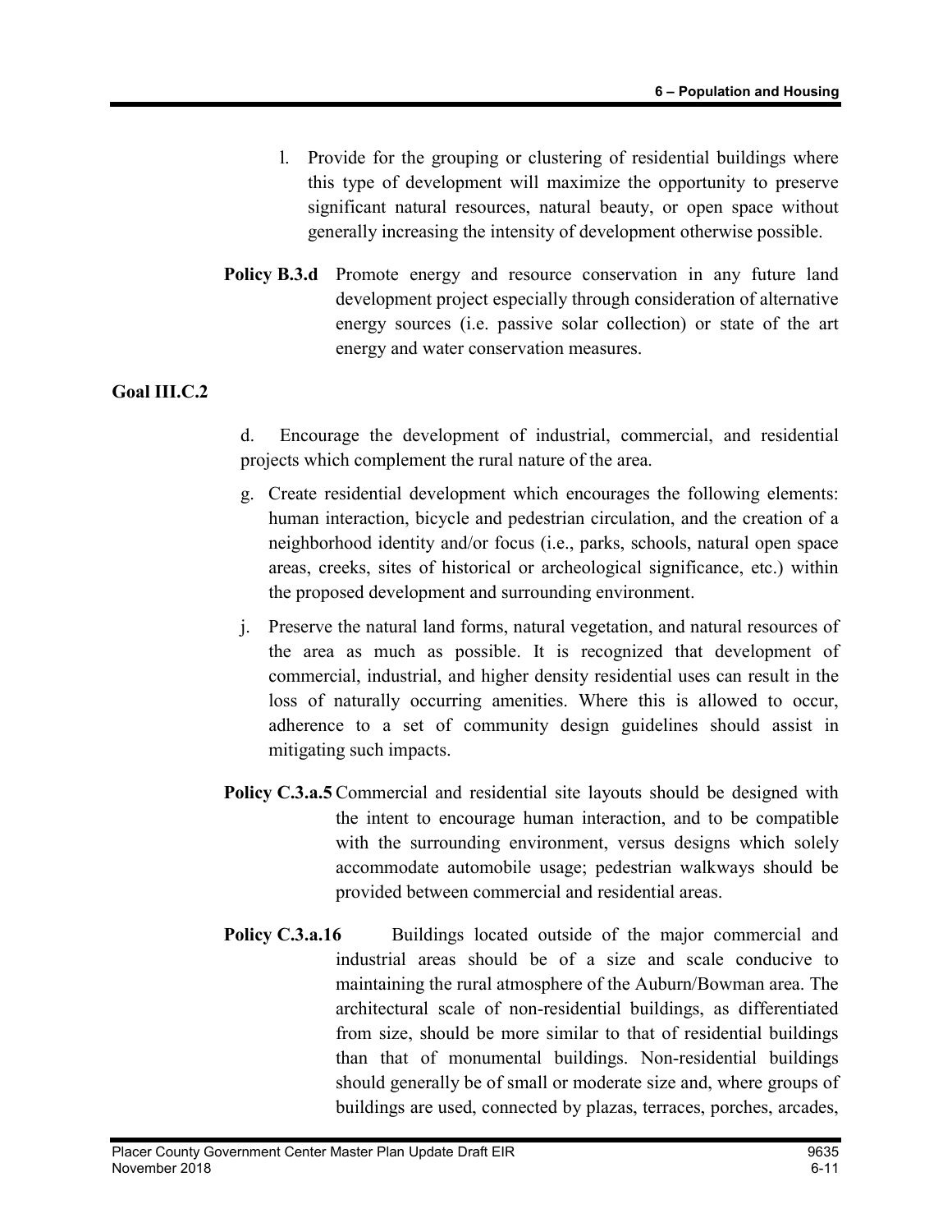l. Provide for the grouping or clustering of residential buildings where this type of development will maximize the opportunity to preserve significant natural resources, natural beauty, or open space without generally increasing the intensity of development otherwise possible.

**Policy B.3.d** Promote energy and resource conservation in any future land development project especially through consideration of alternative energy sources (i.e. passive solar collection) or state of the art energy and water conservation measures.

**Goal III.C.2**

d. Encourage the development of industrial, commercial, and residential projects which complement the rural nature of the area.

g. Create residential development which encourages the following elements: human interaction, bicycle and pedestrian circulation, and the creation of a neighborhood identity and/or focus (i.e., parks, schools, natural open space areas, creeks, sites of historical or archeological significance, etc.) within the proposed development and surrounding environment.

j. Preserve the natural land forms, natural vegetation, and natural resources of the area as much as possible. It is recognized that development of commercial, industrial, and higher density residential uses can result in the loss of naturally occurring amenities. Where this is allowed to occur, adherence to a set of community design guidelines should assist in mitigating such impacts.

**Policy C.3.a.5** Commercial and residential site layouts should be designed with the intent to encourage human interaction, and to be compatible with the surrounding environment, versus designs which solely accommodate automobile usage; pedestrian walkways should be provided between commercial and residential areas.

**Policy C.3.a.16** Buildings located outside of the major commercial and industrial areas should be of a size and scale conducive to maintaining the rural atmosphere of the Auburn/Bowman area. The architectural scale of non-residential buildings, as differentiated from size, should be more similar to that of residential buildings than that of monumental buildings. Non-residential buildings should generally be of small or moderate size and, where groups of buildings are used, connected by plazas, terraces, porches, arcades,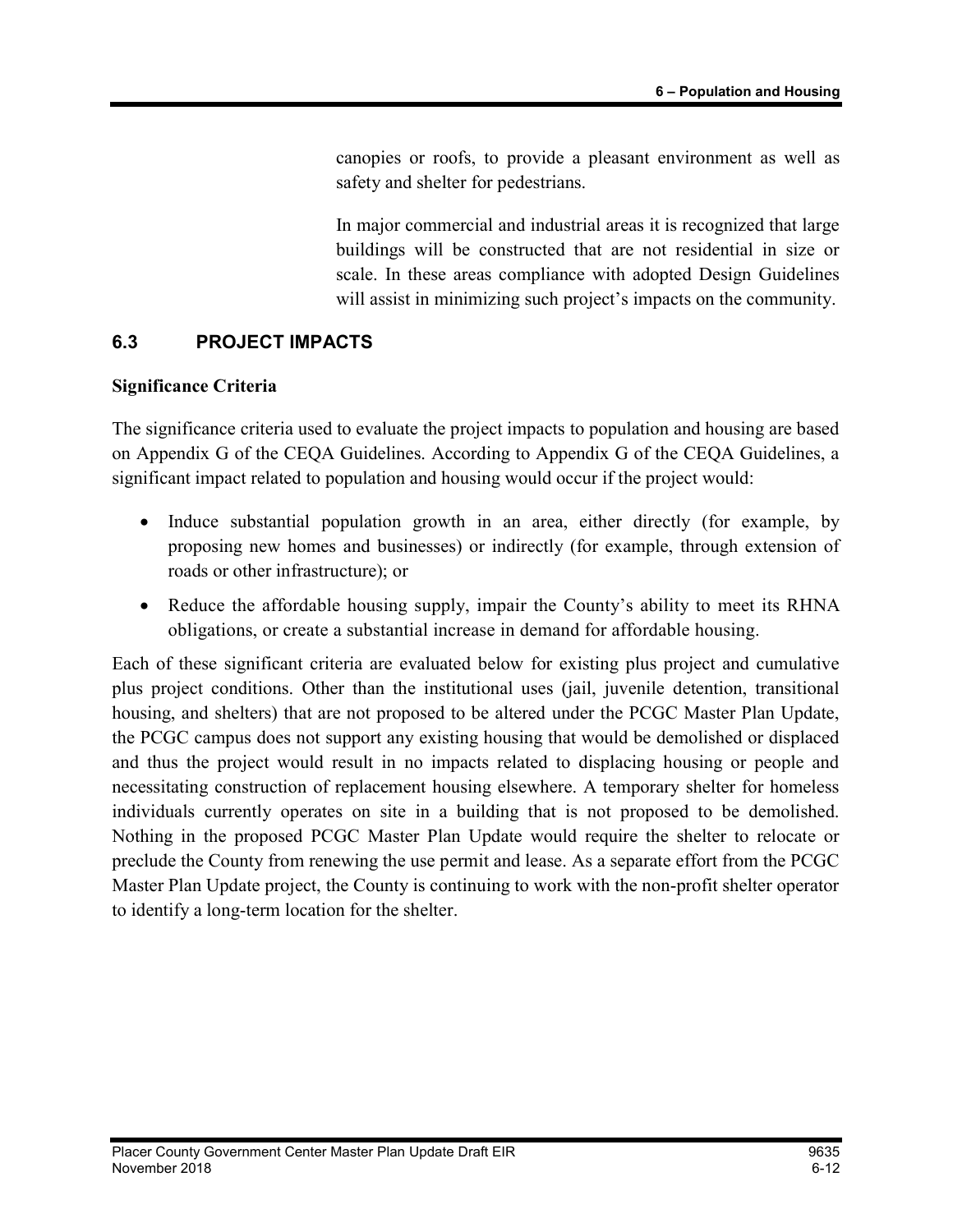canopies or roofs, to provide a pleasant environment as well as safety and shelter for pedestrians.

In major commercial and industrial areas it is recognized that large buildings will be constructed that are not residential in size or scale. In these areas compliance with adopted Design Guidelines will assist in minimizing such project's impacts on the community.

## 6.3 PROJECT IMPACTS

**Significance Criteria**

The significance criteria used to evaluate the project impacts to population and housing are based on Appendix G of the CEQA Guidelines. According to Appendix G of the CEQA Guidelines, a significant impact related to population and housing would occur if the project would:

- Induce substantial population growth in an area, either directly (for example, by proposing new homes and businesses) or indirectly (for example, through extension of roads or other infrastructure); or
- Reduce the affordable housing supply, impair the County's ability to meet its RHNA obligations, or create a substantial increase in demand for affordable housing.

Each of these significant criteria are evaluated below for existing plus project and cumulative plus project conditions. Other than the institutional uses (jail, juvenile detention, transitional housing, and shelters) that are not proposed to be altered under the PCGC Master Plan Update, the PCGC campus does not support any existing housing that would be demolished or displaced and thus the project would result in no impacts related to displacing housing or people and necessitating construction of replacement housing elsewhere. A temporary shelter for homeless individuals currently operates on site in a building that is not proposed to be demolished. Nothing in the proposed PCGC Master Plan Update would require the shelter to relocate or preclude the County from renewing the use permit and lease. As a separate effort from the PCGC Master Plan Update project, the County is continuing to work with the non-profit shelter operator to identify a long-term location for the shelter.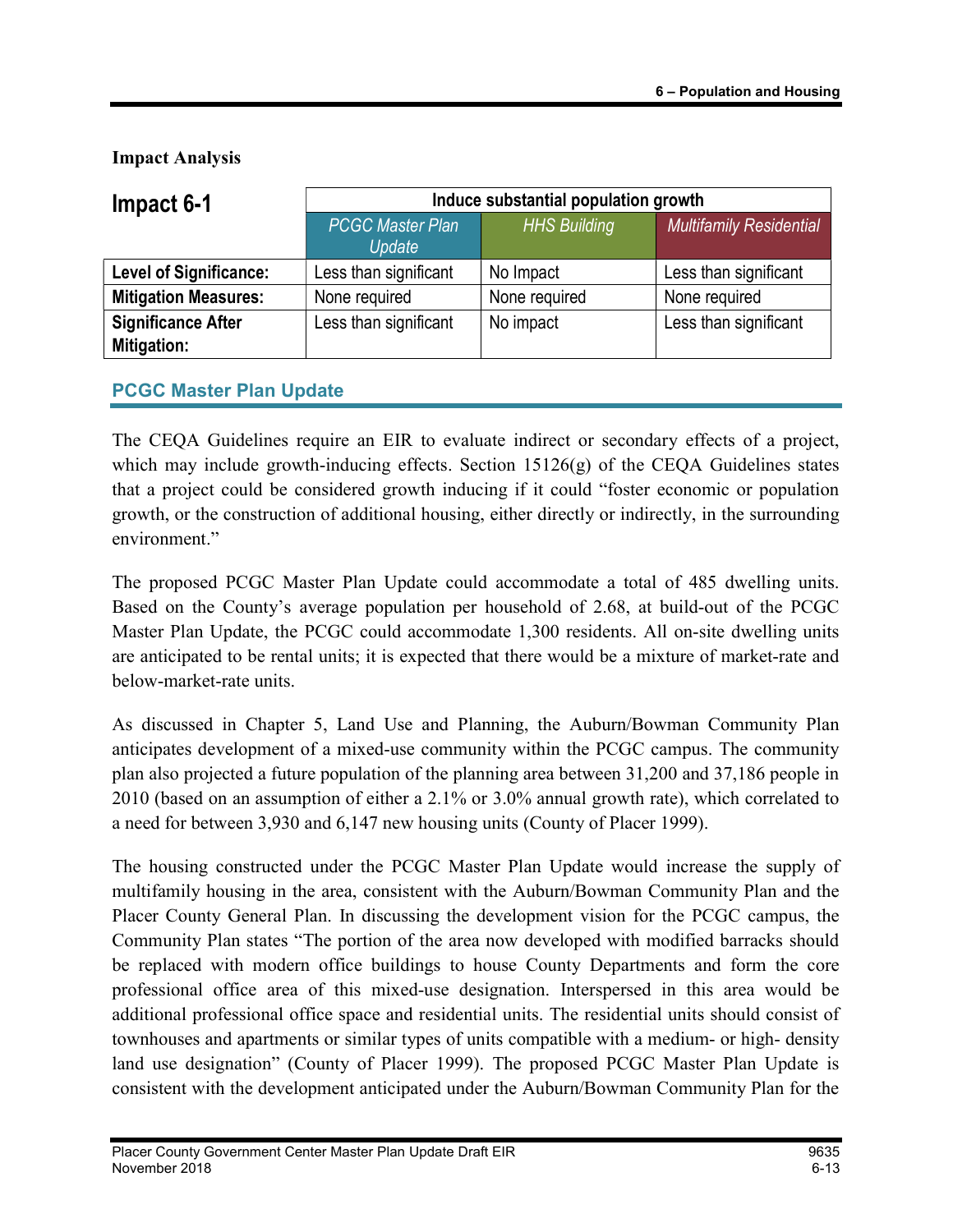**Impact Analysis**

| Impact 6-1 | Induce substantial population growth | | |
|---|---|---|---|
| | *PCGC Master Plan Update* | *HHS Building* | *Multifamily Residential* |
| **Level of Significance:** | Less than significant | No Impact | Less than significant |
| **Mitigation Measures:** | None required | None required | None required |
| **Significance After Mitigation:** | Less than significant | No impact | Less than significant |

## PCGC Master Plan Update

The CEQA Guidelines require an EIR to evaluate indirect or secondary effects of a project, which may include growth-inducing effects. Section 15126(g) of the CEQA Guidelines states that a project could be considered growth inducing if it could "foster economic or population growth, or the construction of additional housing, either directly or indirectly, in the surrounding environment."

The proposed PCGC Master Plan Update could accommodate a total of 485 dwelling units. Based on the County's average population per household of 2.68, at build-out of the PCGC Master Plan Update, the PCGC could accommodate 1,300 residents. All on-site dwelling units are anticipated to be rental units; it is expected that there would be a mixture of market-rate and below-market-rate units.

As discussed in Chapter 5, Land Use and Planning, the Auburn/Bowman Community Plan anticipates development of a mixed-use community within the PCGC campus. The community plan also projected a future population of the planning area between 31,200 and 37,186 people in 2010 (based on an assumption of either a 2.1% or 3.0% annual growth rate), which correlated to a need for between 3,930 and 6,147 new housing units (County of Placer 1999).

The housing constructed under the PCGC Master Plan Update would increase the supply of multifamily housing in the area, consistent with the Auburn/Bowman Community Plan and the Placer County General Plan. In discussing the development vision for the PCGC campus, the Community Plan states "The portion of the area now developed with modified barracks should be replaced with modern office buildings to house County Departments and form the core professional office area of this mixed-use designation. Interspersed in this area would be additional professional office space and residential units. The residential units should consist of townhouses and apartments or similar types of units compatible with a medium- or high- density land use designation" (County of Placer 1999). The proposed PCGC Master Plan Update is consistent with the development anticipated under the Auburn/Bowman Community Plan for the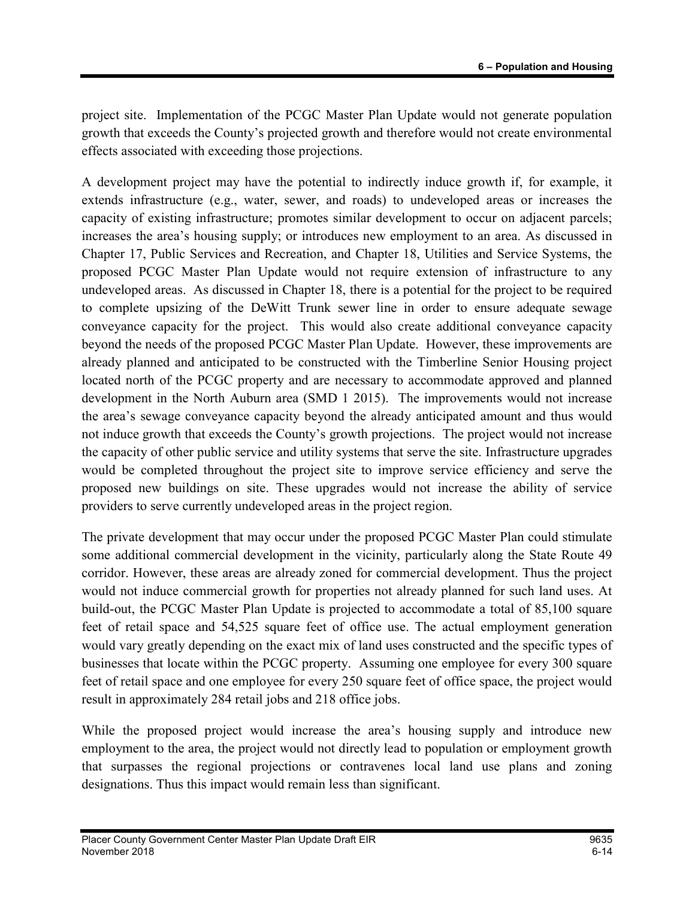project site. Implementation of the PCGC Master Plan Update would not generate population growth that exceeds the County's projected growth and therefore would not create environmental effects associated with exceeding those projections.

A development project may have the potential to indirectly induce growth if, for example, it extends infrastructure (e.g., water, sewer, and roads) to undeveloped areas or increases the capacity of existing infrastructure; promotes similar development to occur on adjacent parcels; increases the area's housing supply; or introduces new employment to an area. As discussed in Chapter 17, Public Services and Recreation, and Chapter 18, Utilities and Service Systems, the proposed PCGC Master Plan Update would not require extension of infrastructure to any undeveloped areas. As discussed in Chapter 18, there is a potential for the project to be required to complete upsizing of the DeWitt Trunk sewer line in order to ensure adequate sewage conveyance capacity for the project. This would also create additional conveyance capacity beyond the needs of the proposed PCGC Master Plan Update. However, these improvements are already planned and anticipated to be constructed with the Timberline Senior Housing project located north of the PCGC property and are necessary to accommodate approved and planned development in the North Auburn area (SMD 1 2015). The improvements would not increase the area's sewage conveyance capacity beyond the already anticipated amount and thus would not induce growth that exceeds the County's growth projections. The project would not increase the capacity of other public service and utility systems that serve the site. Infrastructure upgrades would be completed throughout the project site to improve service efficiency and serve the proposed new buildings on site. These upgrades would not increase the ability of service providers to serve currently undeveloped areas in the project region.

The private development that may occur under the proposed PCGC Master Plan could stimulate some additional commercial development in the vicinity, particularly along the State Route 49 corridor. However, these areas are already zoned for commercial development. Thus the project would not induce commercial growth for properties not already planned for such land uses. At build-out, the PCGC Master Plan Update is projected to accommodate a total of 85,100 square feet of retail space and 54,525 square feet of office use. The actual employment generation would vary greatly depending on the exact mix of land uses constructed and the specific types of businesses that locate within the PCGC property. Assuming one employee for every 300 square feet of retail space and one employee for every 250 square feet of office space, the project would result in approximately 284 retail jobs and 218 office jobs.

While the proposed project would increase the area's housing supply and introduce new employment to the area, the project would not directly lead to population or employment growth that surpasses the regional projections or contravenes local land use plans and zoning designations. Thus this impact would remain less than significant.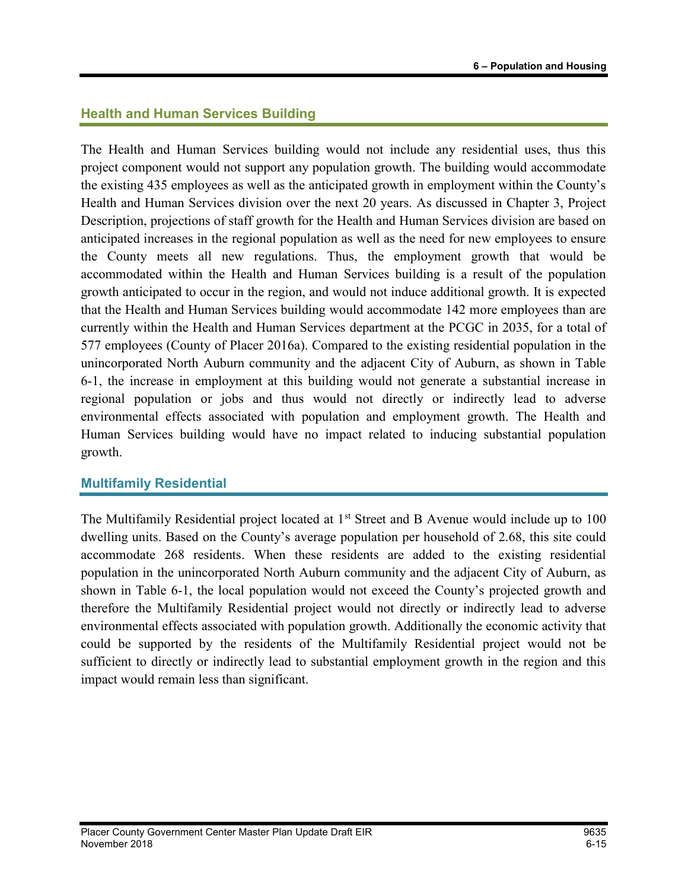### Health and Human Services Building

The Health and Human Services building would not include any residential uses, thus this project component would not support any population growth. The building would accommodate the existing 435 employees as well as the anticipated growth in employment within the County's Health and Human Services division over the next 20 years. As discussed in Chapter 3, Project Description, projections of staff growth for the Health and Human Services division are based on anticipated increases in the regional population as well as the need for new employees to ensure the County meets all new regulations. Thus, the employment growth that would be accommodated within the Health and Human Services building is a result of the population growth anticipated to occur in the region, and would not induce additional growth. It is expected that the Health and Human Services building would accommodate 142 more employees than are currently within the Health and Human Services department at the PCGC in 2035, for a total of 577 employees (County of Placer 2016a). Compared to the existing residential population in the unincorporated North Auburn community and the adjacent City of Auburn, as shown in Table 6-1, the increase in employment at this building would not generate a substantial increase in regional population or jobs and thus would not directly or indirectly lead to adverse environmental effects associated with population and employment growth. The Health and Human Services building would have no impact related to inducing substantial population growth.

### Multifamily Residential

The Multifamily Residential project located at 1st Street and B Avenue would include up to 100 dwelling units. Based on the County's average population per household of 2.68, this site could accommodate 268 residents. When these residents are added to the existing residential population in the unincorporated North Auburn community and the adjacent City of Auburn, as shown in Table 6-1, the local population would not exceed the County's projected growth and therefore the Multifamily Residential project would not directly or indirectly lead to adverse environmental effects associated with population growth. Additionally the economic activity that could be supported by the residents of the Multifamily Residential project would not be sufficient to directly or indirectly lead to substantial employment growth in the region and this impact would remain less than significant.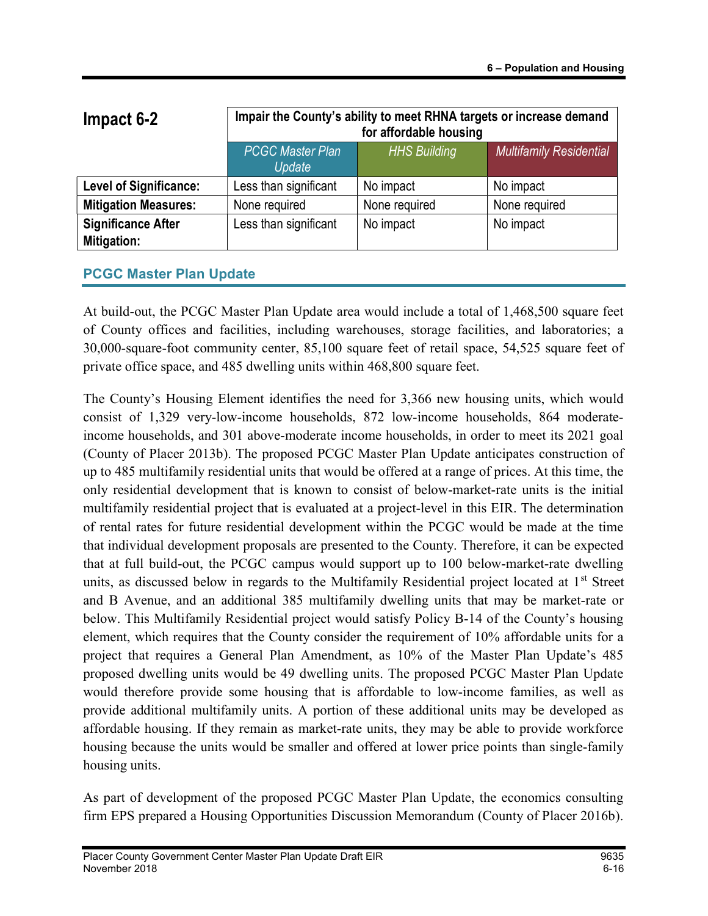| Impact 6-2 | Impair the County's ability to meet RHNA targets or increase demand for affordable housing | | |
|---|---|---|---|
| | *PCGC Master Plan Update* | *HHS Building* | *Multifamily Residential* |
| **Level of Significance:** | Less than significant | No impact | No impact |
| **Mitigation Measures:** | None required | None required | None required |
| **Significance After Mitigation:** | Less than significant | No impact | No impact |

## PCGC Master Plan Update

At build-out, the PCGC Master Plan Update area would include a total of 1,468,500 square feet of County offices and facilities, including warehouses, storage facilities, and laboratories; a 30,000-square-foot community center, 85,100 square feet of retail space, 54,525 square feet of private office space, and 485 dwelling units within 468,800 square feet.

The County's Housing Element identifies the need for 3,366 new housing units, which would consist of 1,329 very-low-income households, 872 low-income households, 864 moderate-income households, and 301 above-moderate income households, in order to meet its 2021 goal (County of Placer 2013b). The proposed PCGC Master Plan Update anticipates construction of up to 485 multifamily residential units that would be offered at a range of prices. At this time, the only residential development that is known to consist of below-market-rate units is the initial multifamily residential project that is evaluated at a project-level in this EIR. The determination of rental rates for future residential development within the PCGC would be made at the time that individual development proposals are presented to the County. Therefore, it can be expected that at full build-out, the PCGC campus would support up to 100 below-market-rate dwelling units, as discussed below in regards to the Multifamily Residential project located at 1st Street and B Avenue, and an additional 385 multifamily dwelling units that may be market-rate or below. This Multifamily Residential project would satisfy Policy B-14 of the County's housing element, which requires that the County consider the requirement of 10% affordable units for a project that requires a General Plan Amendment, as 10% of the Master Plan Update's 485 proposed dwelling units would be 49 dwelling units. The proposed PCGC Master Plan Update would therefore provide some housing that is affordable to low-income families, as well as provide additional multifamily units. A portion of these additional units may be developed as affordable housing. If they remain as market-rate units, they may be able to provide workforce housing because the units would be smaller and offered at lower price points than single-family housing units.

As part of development of the proposed PCGC Master Plan Update, the economics consulting firm EPS prepared a Housing Opportunities Discussion Memorandum (County of Placer 2016b).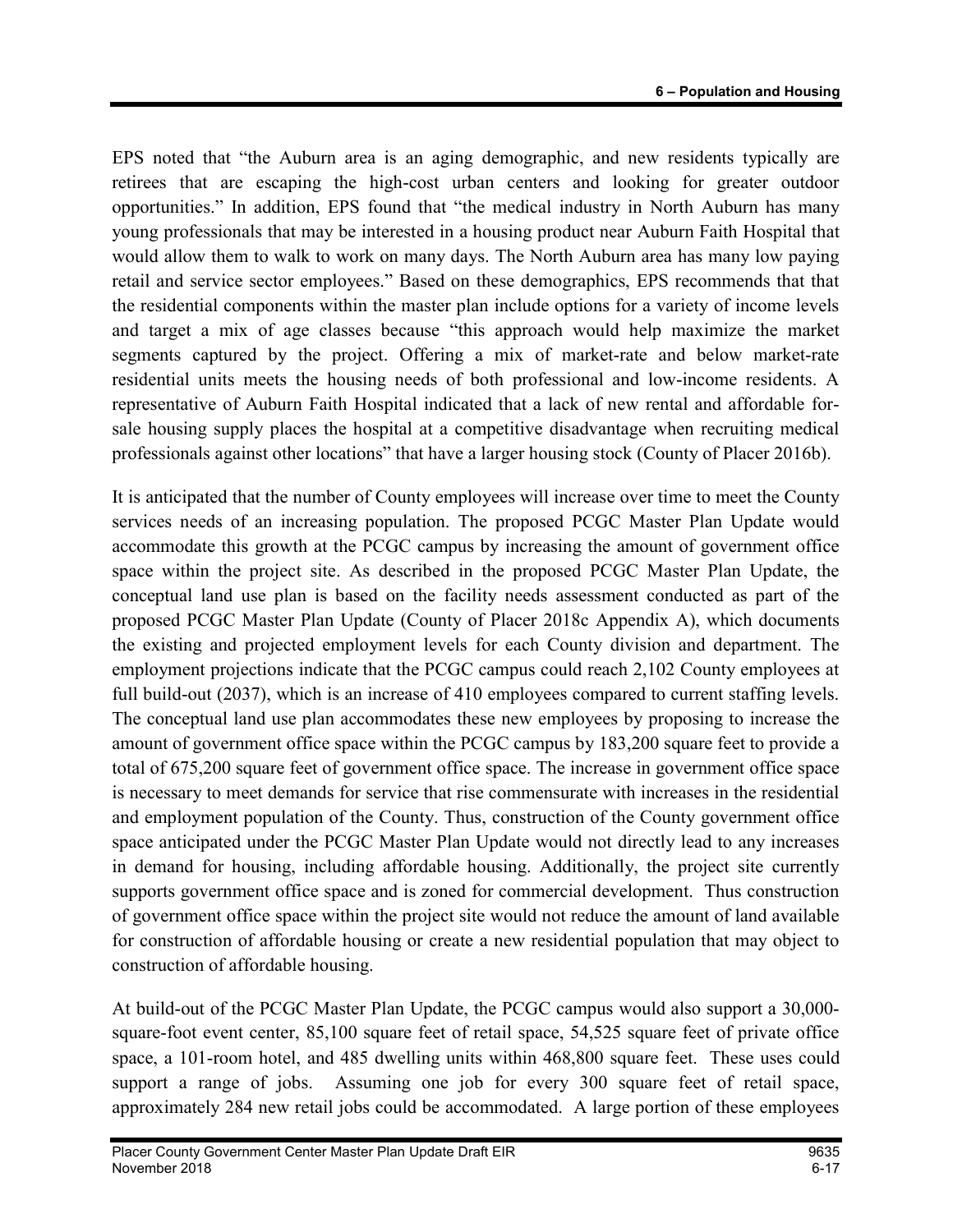EPS noted that "the Auburn area is an aging demographic, and new residents typically are retirees that are escaping the high-cost urban centers and looking for greater outdoor opportunities." In addition, EPS found that "the medical industry in North Auburn has many young professionals that may be interested in a housing product near Auburn Faith Hospital that would allow them to walk to work on many days. The North Auburn area has many low paying retail and service sector employees." Based on these demographics, EPS recommends that that the residential components within the master plan include options for a variety of income levels and target a mix of age classes because "this approach would help maximize the market segments captured by the project. Offering a mix of market-rate and below market-rate residential units meets the housing needs of both professional and low-income residents. A representative of Auburn Faith Hospital indicated that a lack of new rental and affordable for-sale housing supply places the hospital at a competitive disadvantage when recruiting medical professionals against other locations" that have a larger housing stock (County of Placer 2016b).

It is anticipated that the number of County employees will increase over time to meet the County services needs of an increasing population. The proposed PCGC Master Plan Update would accommodate this growth at the PCGC campus by increasing the amount of government office space within the project site. As described in the proposed PCGC Master Plan Update, the conceptual land use plan is based on the facility needs assessment conducted as part of the proposed PCGC Master Plan Update (County of Placer 2018c Appendix A), which documents the existing and projected employment levels for each County division and department. The employment projections indicate that the PCGC campus could reach 2,102 County employees at full build-out (2037), which is an increase of 410 employees compared to current staffing levels. The conceptual land use plan accommodates these new employees by proposing to increase the amount of government office space within the PCGC campus by 183,200 square feet to provide a total of 675,200 square feet of government office space. The increase in government office space is necessary to meet demands for service that rise commensurate with increases in the residential and employment population of the County. Thus, construction of the County government office space anticipated under the PCGC Master Plan Update would not directly lead to any increases in demand for housing, including affordable housing. Additionally, the project site currently supports government office space and is zoned for commercial development. Thus construction of government office space within the project site would not reduce the amount of land available for construction of affordable housing or create a new residential population that may object to construction of affordable housing.

At build-out of the PCGC Master Plan Update, the PCGC campus would also support a 30,000-square-foot event center, 85,100 square feet of retail space, 54,525 square feet of private office space, a 101-room hotel, and 485 dwelling units within 468,800 square feet. These uses could support a range of jobs. Assuming one job for every 300 square feet of retail space, approximately 284 new retail jobs could be accommodated. A large portion of these employees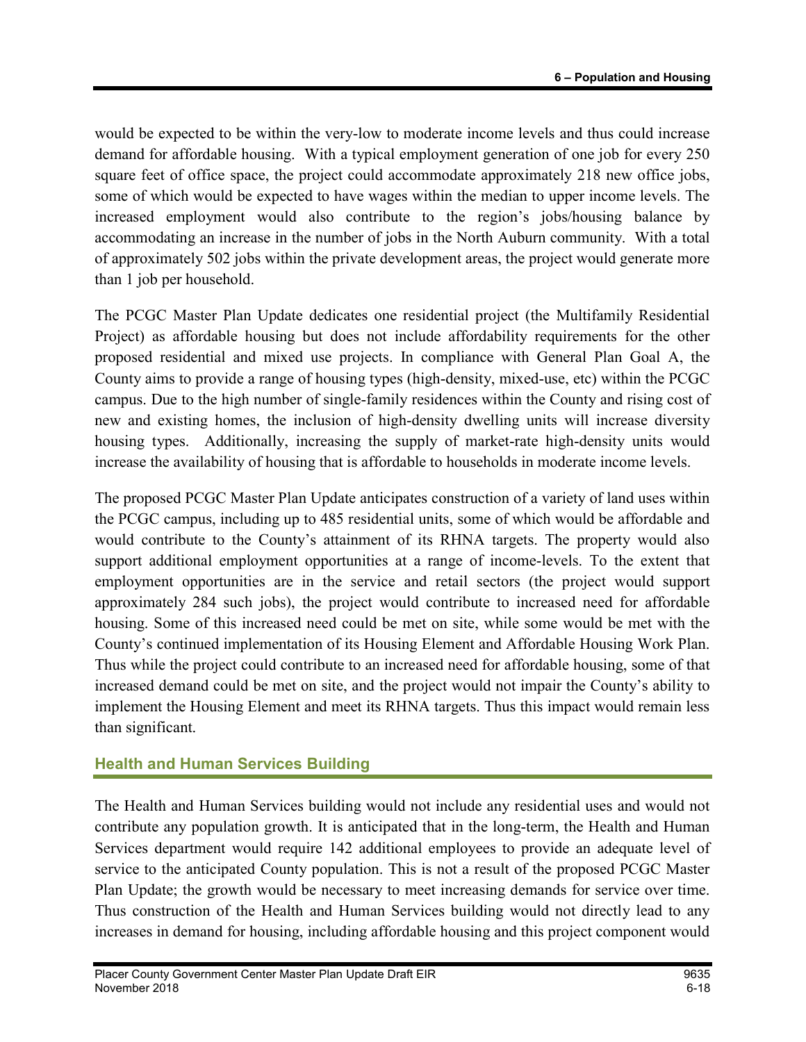would be expected to be within the very-low to moderate income levels and thus could increase demand for affordable housing. With a typical employment generation of one job for every 250 square feet of office space, the project could accommodate approximately 218 new office jobs, some of which would be expected to have wages within the median to upper income levels. The increased employment would also contribute to the region's jobs/housing balance by accommodating an increase in the number of jobs in the North Auburn community. With a total of approximately 502 jobs within the private development areas, the project would generate more than 1 job per household.

The PCGC Master Plan Update dedicates one residential project (the Multifamily Residential Project) as affordable housing but does not include affordability requirements for the other proposed residential and mixed use projects. In compliance with General Plan Goal A, the County aims to provide a range of housing types (high-density, mixed-use, etc) within the PCGC campus. Due to the high number of single-family residences within the County and rising cost of new and existing homes, the inclusion of high-density dwelling units will increase diversity housing types. Additionally, increasing the supply of market-rate high-density units would increase the availability of housing that is affordable to households in moderate income levels.

The proposed PCGC Master Plan Update anticipates construction of a variety of land uses within the PCGC campus, including up to 485 residential units, some of which would be affordable and would contribute to the County's attainment of its RHNA targets. The property would also support additional employment opportunities at a range of income-levels. To the extent that employment opportunities are in the service and retail sectors (the project would support approximately 284 such jobs), the project would contribute to increased need for affordable housing. Some of this increased need could be met on site, while some would be met with the County's continued implementation of its Housing Element and Affordable Housing Work Plan. Thus while the project could contribute to an increased need for affordable housing, some of that increased demand could be met on site, and the project would not impair the County's ability to implement the Housing Element and meet its RHNA targets. Thus this impact would remain less than significant.

## Health and Human Services Building

The Health and Human Services building would not include any residential uses and would not contribute any population growth. It is anticipated that in the long-term, the Health and Human Services department would require 142 additional employees to provide an adequate level of service to the anticipated County population. This is not a result of the proposed PCGC Master Plan Update; the growth would be necessary to meet increasing demands for service over time. Thus construction of the Health and Human Services building would not directly lead to any increases in demand for housing, including affordable housing and this project component would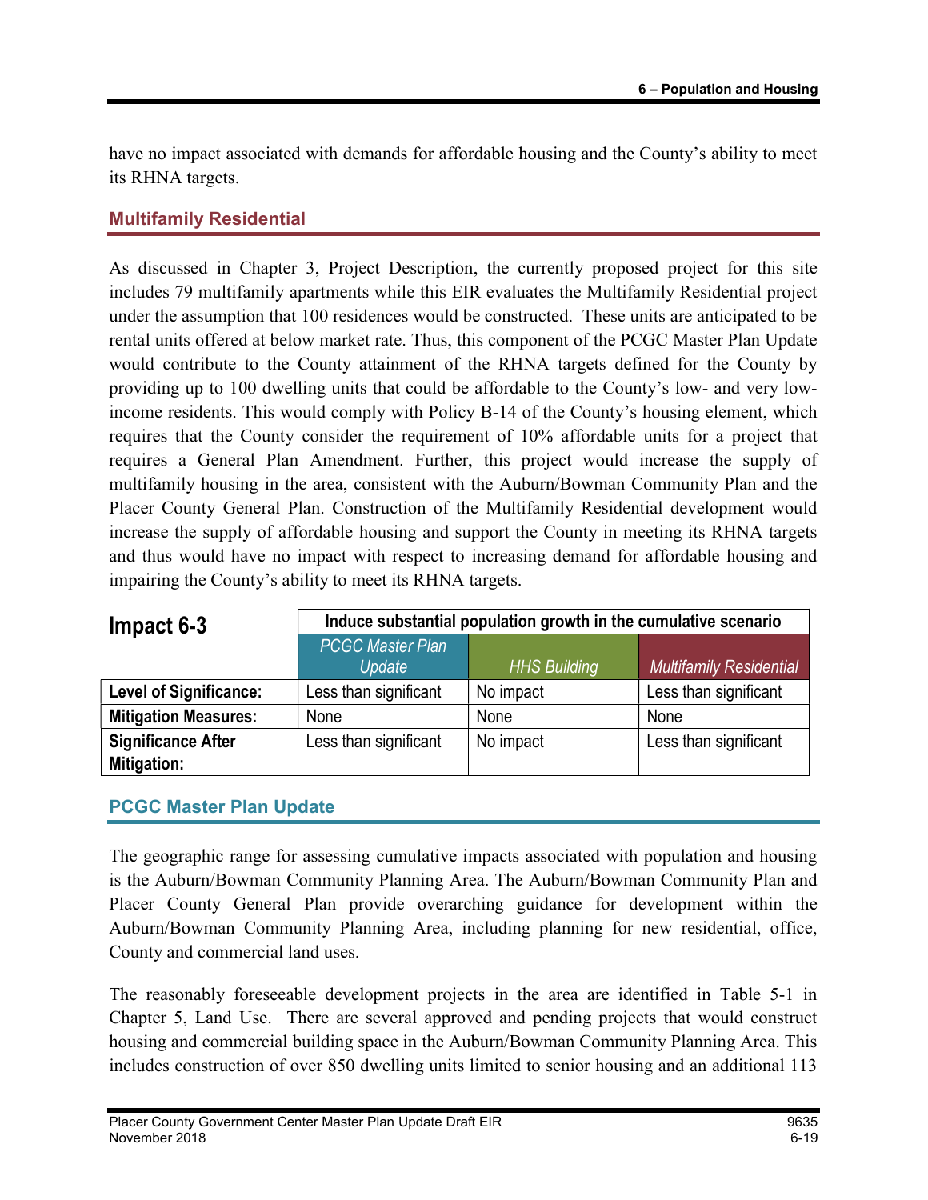have no impact associated with demands for affordable housing and the County's ability to meet its RHNA targets.

### Multifamily Residential

As discussed in Chapter 3, Project Description, the currently proposed project for this site includes 79 multifamily apartments while this EIR evaluates the Multifamily Residential project under the assumption that 100 residences would be constructed. These units are anticipated to be rental units offered at below market rate. Thus, this component of the PCGC Master Plan Update would contribute to the County attainment of the RHNA targets defined for the County by providing up to 100 dwelling units that could be affordable to the County's low- and very low-income residents. This would comply with Policy B-14 of the County's housing element, which requires that the County consider the requirement of 10% affordable units for a project that requires a General Plan Amendment. Further, this project would increase the supply of multifamily housing in the area, consistent with the Auburn/Bowman Community Plan and the Placer County General Plan. Construction of the Multifamily Residential development would increase the supply of affordable housing and support the County in meeting its RHNA targets and thus would have no impact with respect to increasing demand for affordable housing and impairing the County's ability to meet its RHNA targets.

| **Impact 6-3** | **Induce substantial population growth in the cumulative scenario** | | |
|---|---|---|---|
| | *PCGC Master Plan Update* | *HHS Building* | *Multifamily Residential* |
| **Level of Significance:** | Less than significant | No impact | Less than significant |
| **Mitigation Measures:** | None | None | None |
| **Significance After Mitigation:** | Less than significant | No impact | Less than significant |

### PCGC Master Plan Update

The geographic range for assessing cumulative impacts associated with population and housing is the Auburn/Bowman Community Planning Area. The Auburn/Bowman Community Plan and Placer County General Plan provide overarching guidance for development within the Auburn/Bowman Community Planning Area, including planning for new residential, office, County and commercial land uses.

The reasonably foreseeable development projects in the area are identified in Table 5-1 in Chapter 5, Land Use. There are several approved and pending projects that would construct housing and commercial building space in the Auburn/Bowman Community Planning Area. This includes construction of over 850 dwelling units limited to senior housing and an additional 113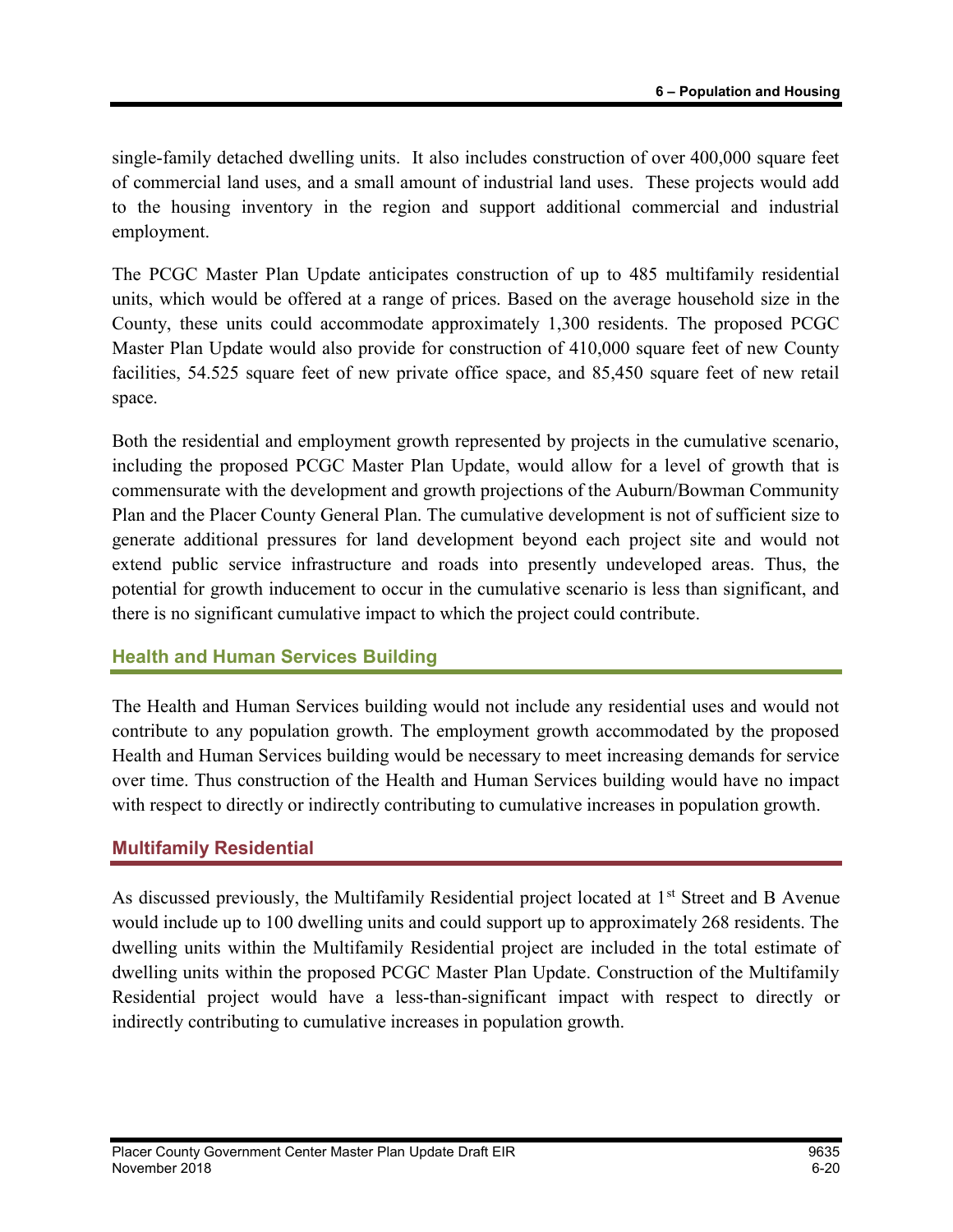single-family detached dwelling units. It also includes construction of over 400,000 square feet of commercial land uses, and a small amount of industrial land uses. These projects would add to the housing inventory in the region and support additional commercial and industrial employment.

The PCGC Master Plan Update anticipates construction of up to 485 multifamily residential units, which would be offered at a range of prices. Based on the average household size in the County, these units could accommodate approximately 1,300 residents. The proposed PCGC Master Plan Update would also provide for construction of 410,000 square feet of new County facilities, 54.525 square feet of new private office space, and 85,450 square feet of new retail space.

Both the residential and employment growth represented by projects in the cumulative scenario, including the proposed PCGC Master Plan Update, would allow for a level of growth that is commensurate with the development and growth projections of the Auburn/Bowman Community Plan and the Placer County General Plan. The cumulative development is not of sufficient size to generate additional pressures for land development beyond each project site and would not extend public service infrastructure and roads into presently undeveloped areas. Thus, the potential for growth inducement to occur in the cumulative scenario is less than significant, and there is no significant cumulative impact to which the project could contribute.

### Health and Human Services Building

The Health and Human Services building would not include any residential uses and would not contribute to any population growth. The employment growth accommodated by the proposed Health and Human Services building would be necessary to meet increasing demands for service over time. Thus construction of the Health and Human Services building would have no impact with respect to directly or indirectly contributing to cumulative increases in population growth.

### Multifamily Residential

As discussed previously, the Multifamily Residential project located at 1st Street and B Avenue would include up to 100 dwelling units and could support up to approximately 268 residents. The dwelling units within the Multifamily Residential project are included in the total estimate of dwelling units within the proposed PCGC Master Plan Update. Construction of the Multifamily Residential project would have a less-than-significant impact with respect to directly or indirectly contributing to cumulative increases in population growth.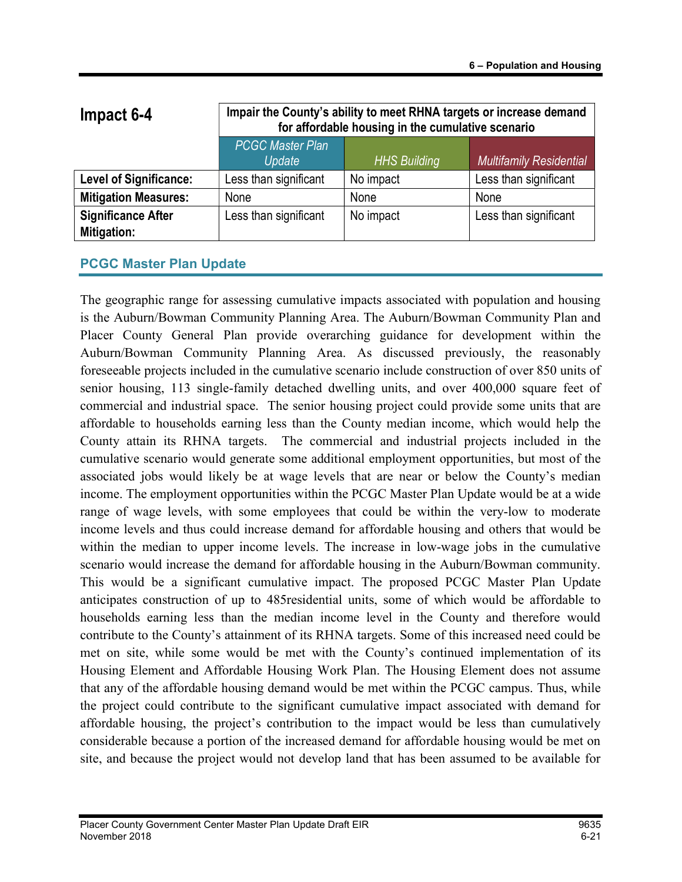| Impact 6-4 | Impair the County's ability to meet RHNA targets or increase demand for affordable housing in the cumulative scenario | | |
|---|---|---|---|
| | *PCGC Master Plan Update* | *HHS Building* | *Multifamily Residential* |
| **Level of Significance:** | Less than significant | No impact | Less than significant |
| **Mitigation Measures:** | None | None | None |
| **Significance After Mitigation:** | Less than significant | No impact | Less than significant |

## PCGC Master Plan Update

The geographic range for assessing cumulative impacts associated with population and housing is the Auburn/Bowman Community Planning Area. The Auburn/Bowman Community Plan and Placer County General Plan provide overarching guidance for development within the Auburn/Bowman Community Planning Area. As discussed previously, the reasonably foreseeable projects included in the cumulative scenario include construction of over 850 units of senior housing, 113 single-family detached dwelling units, and over 400,000 square feet of commercial and industrial space. The senior housing project could provide some units that are affordable to households earning less than the County median income, which would help the County attain its RHNA targets. The commercial and industrial projects included in the cumulative scenario would generate some additional employment opportunities, but most of the associated jobs would likely be at wage levels that are near or below the County's median income. The employment opportunities within the PCGC Master Plan Update would be at a wide range of wage levels, with some employees that could be within the very-low to moderate income levels and thus could increase demand for affordable housing and others that would be within the median to upper income levels. The increase in low-wage jobs in the cumulative scenario would increase the demand for affordable housing in the Auburn/Bowman community. This would be a significant cumulative impact. The proposed PCGC Master Plan Update anticipates construction of up to 485residential units, some of which would be affordable to households earning less than the median income level in the County and therefore would contribute to the County's attainment of its RHNA targets. Some of this increased need could be met on site, while some would be met with the County's continued implementation of its Housing Element and Affordable Housing Work Plan. The Housing Element does not assume that any of the affordable housing demand would be met within the PCGC campus. Thus, while the project could contribute to the significant cumulative impact associated with demand for affordable housing, the project's contribution to the impact would be less than cumulatively considerable because a portion of the increased demand for affordable housing would be met on site, and because the project would not develop land that has been assumed to be available for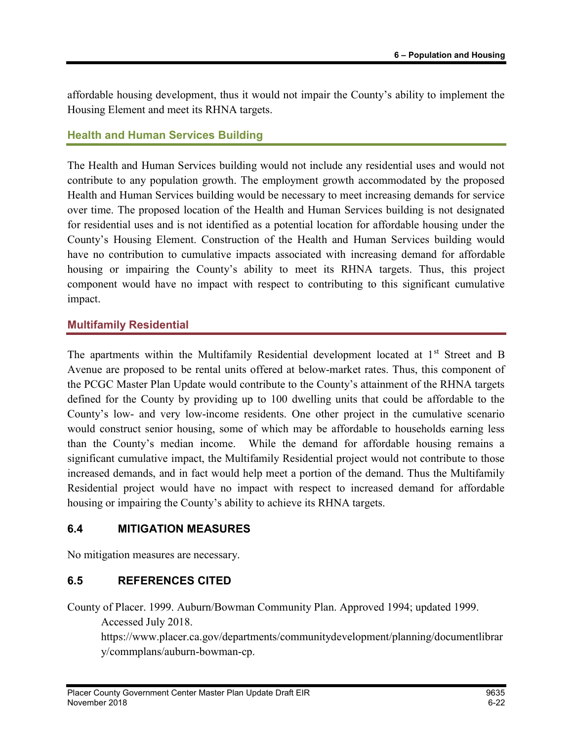affordable housing development, thus it would not impair the County's ability to implement the Housing Element and meet its RHNA targets.

### Health and Human Services Building

The Health and Human Services building would not include any residential uses and would not contribute to any population growth. The employment growth accommodated by the proposed Health and Human Services building would be necessary to meet increasing demands for service over time. The proposed location of the Health and Human Services building is not designated for residential uses and is not identified as a potential location for affordable housing under the County's Housing Element. Construction of the Health and Human Services building would have no contribution to cumulative impacts associated with increasing demand for affordable housing or impairing the County's ability to meet its RHNA targets. Thus, this project component would have no impact with respect to contributing to this significant cumulative impact.

### Multifamily Residential

The apartments within the Multifamily Residential development located at 1st Street and B Avenue are proposed to be rental units offered at below-market rates. Thus, this component of the PCGC Master Plan Update would contribute to the County's attainment of the RHNA targets defined for the County by providing up to 100 dwelling units that could be affordable to the County's low- and very low-income residents. One other project in the cumulative scenario would construct senior housing, some of which may be affordable to households earning less than the County's median income. While the demand for affordable housing remains a significant cumulative impact, the Multifamily Residential project would not contribute to those increased demands, and in fact would help meet a portion of the demand. Thus the Multifamily Residential project would have no impact with respect to increased demand for affordable housing or impairing the County's ability to achieve its RHNA targets.

## 6.4 MITIGATION MEASURES

No mitigation measures are necessary.

## 6.5 REFERENCES CITED

County of Placer. 1999. Auburn/Bowman Community Plan. Approved 1994; updated 1999. Accessed July 2018. https://www.placer.ca.gov/departments/communitydevelopment/planning/documentlibrary/commplans/auburn-bowman-cp.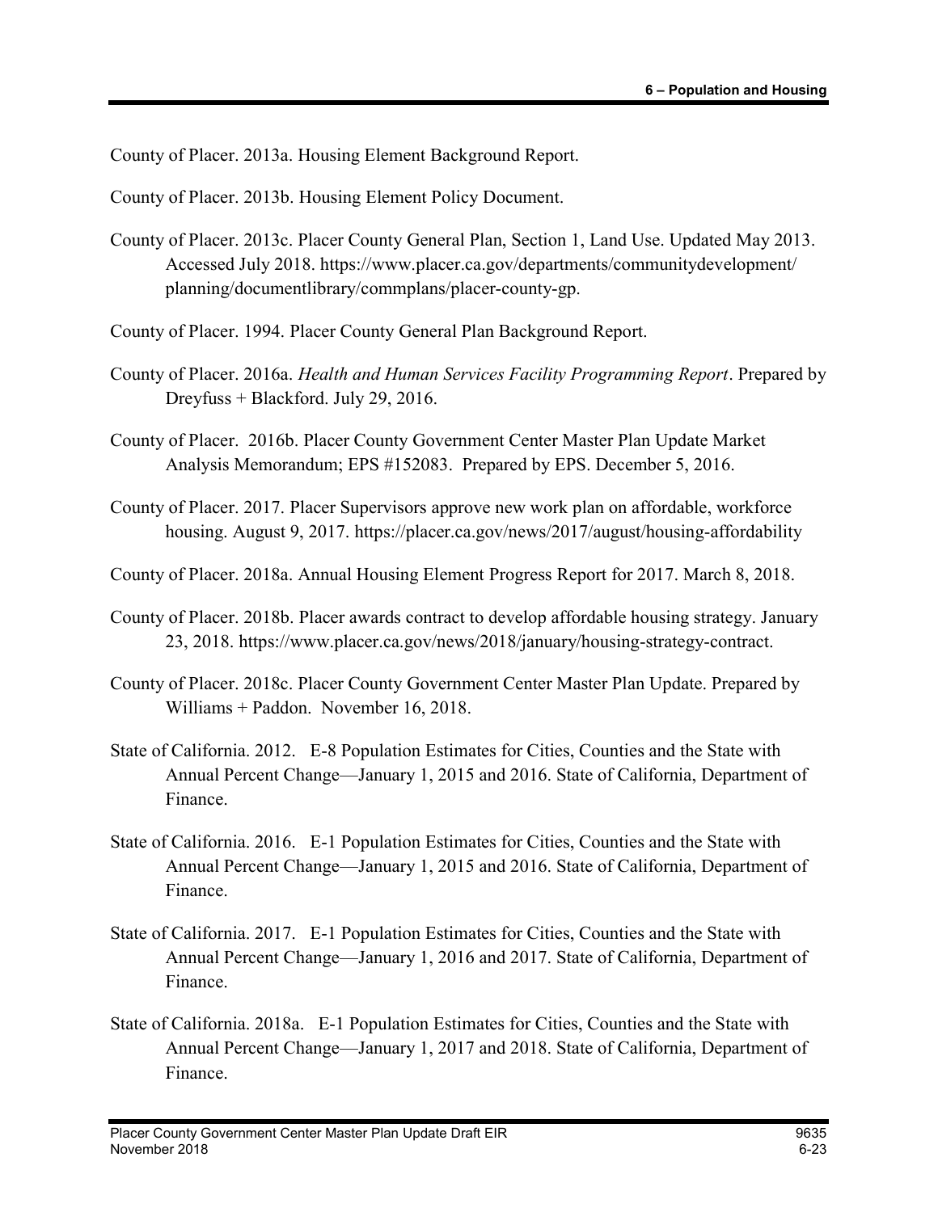County of Placer. 2013a. Housing Element Background Report.

County of Placer. 2013b. Housing Element Policy Document.

County of Placer. 2013c. Placer County General Plan, Section 1, Land Use. Updated May 2013. Accessed July 2018. https://www.placer.ca.gov/departments/communitydevelopment/planning/documentlibrary/commplans/placer-county-gp.

County of Placer. 1994. Placer County General Plan Background Report.

County of Placer. 2016a. *Health and Human Services Facility Programming Report*. Prepared by Dreyfuss + Blackford. July 29, 2016.

County of Placer. 2016b. Placer County Government Center Master Plan Update Market Analysis Memorandum; EPS #152083. Prepared by EPS. December 5, 2016.

County of Placer. 2017. Placer Supervisors approve new work plan on affordable, workforce housing. August 9, 2017. https://placer.ca.gov/news/2017/august/housing-affordability

County of Placer. 2018a. Annual Housing Element Progress Report for 2017. March 8, 2018.

County of Placer. 2018b. Placer awards contract to develop affordable housing strategy. January 23, 2018. https://www.placer.ca.gov/news/2018/january/housing-strategy-contract.

County of Placer. 2018c. Placer County Government Center Master Plan Update. Prepared by Williams + Paddon. November 16, 2018.

State of California. 2012. E-8 Population Estimates for Cities, Counties and the State with Annual Percent Change—January 1, 2015 and 2016. State of California, Department of Finance.

State of California. 2016. E-1 Population Estimates for Cities, Counties and the State with Annual Percent Change—January 1, 2015 and 2016. State of California, Department of Finance.

State of California. 2017. E-1 Population Estimates for Cities, Counties and the State with Annual Percent Change—January 1, 2016 and 2017. State of California, Department of Finance.

State of California. 2018a. E-1 Population Estimates for Cities, Counties and the State with Annual Percent Change—January 1, 2017 and 2018. State of California, Department of Finance.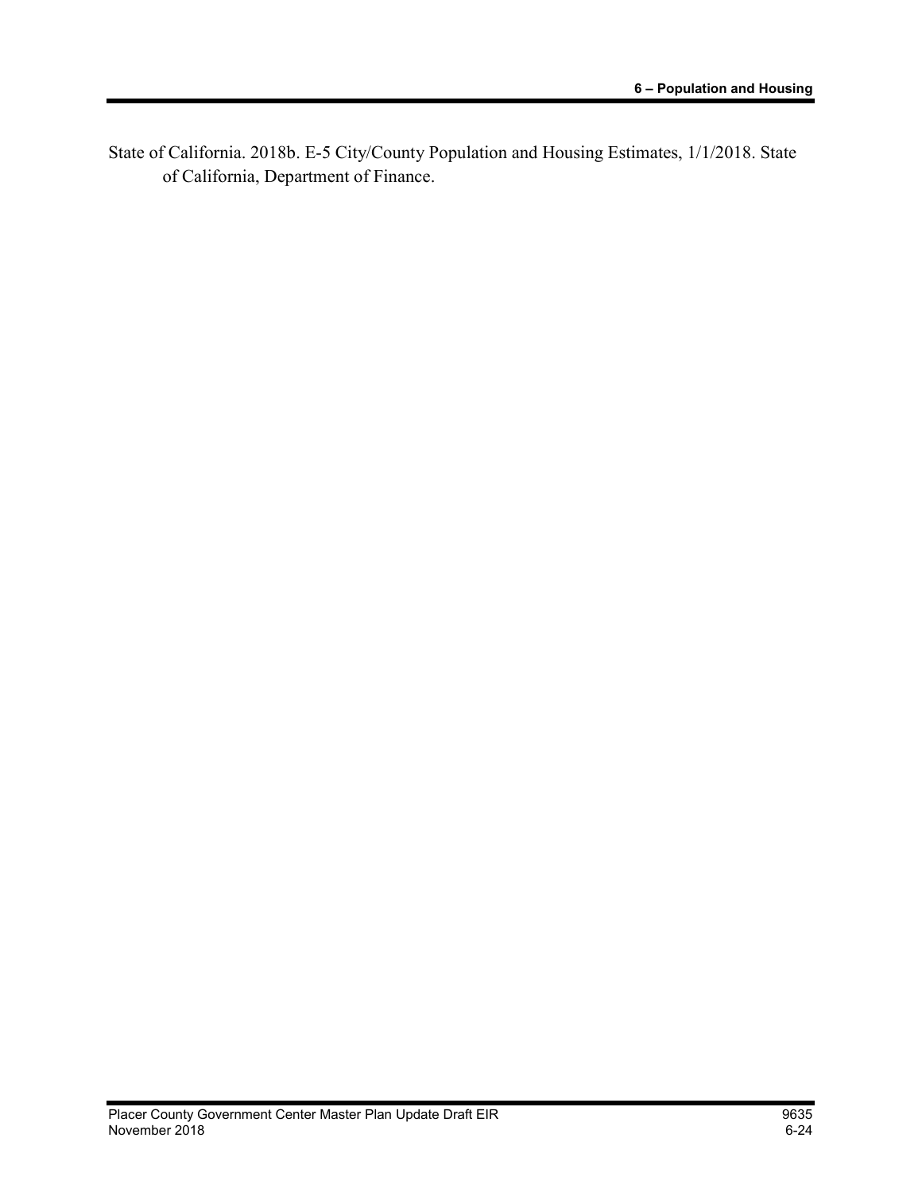State of California. 2018b. E-5 City/County Population and Housing Estimates, 1/1/2018. State of California, Department of Finance.